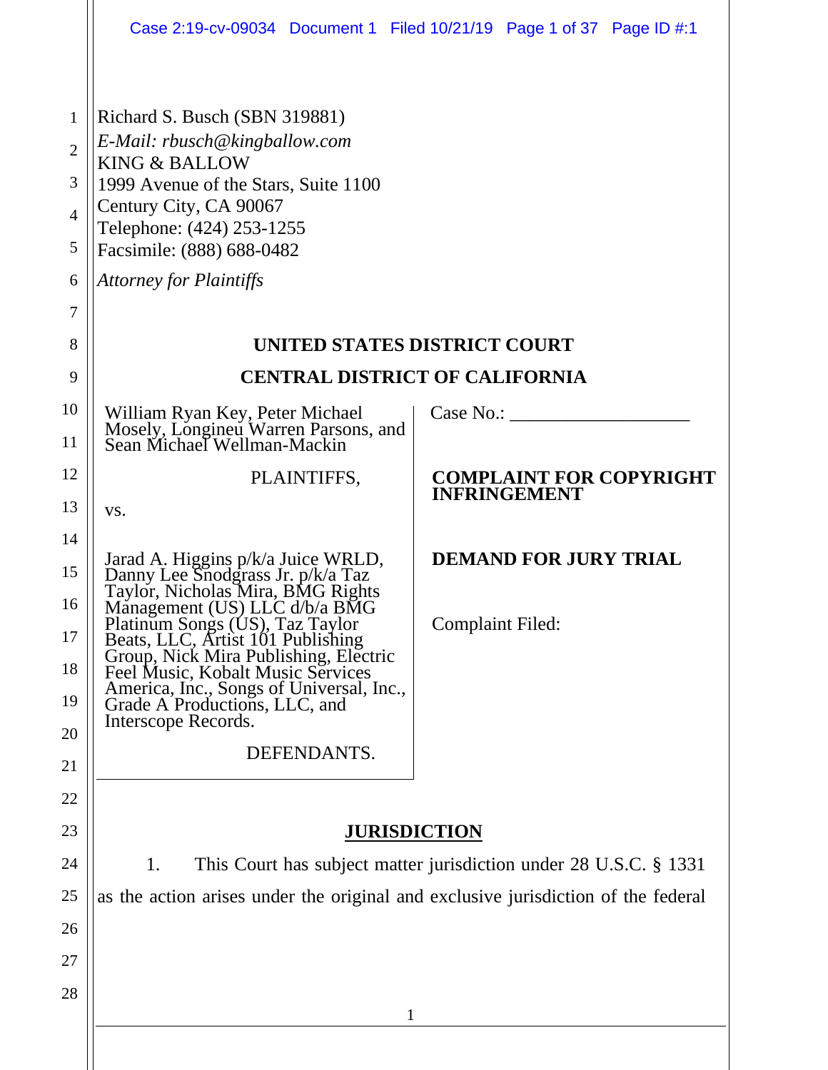Richard S. Busch (SBN 319881)
*E-Mail: rbusch@kingballow.com*
KING & BALLOW
1999 Avenue of the Stars, Suite 1100
Century City, CA 90067
Telephone: (424) 253-1255
Facsimile: (888) 688-0482

*Attorney for Plaintiffs*

**UNITED STATES DISTRICT COURT**

**CENTRAL DISTRICT OF CALIFORNIA**

William Ryan Key, Peter Michael Mosely, Longineu Warren Parsons, and Sean Michael Wellman-Mackin

PLAINTIFFS,

vs.

Jarad A. Higgins p/k/a Juice WRLD, Danny Lee Snodgrass Jr. p/k/a Taz Taylor, Nicholas Mira, BMG Rights Management (US) LLC d/b/a BMG Platinum Songs (US), Taz Taylor Beats, LLC, Artist 101 Publishing Group, Nick Mira Publishing, Electric Feel Music, Kobalt Music Services America, Inc., Songs of Universal, Inc., Grade A Productions, LLC, and Interscope Records.

DEFENDANTS.

Case No.: ___________________

**COMPLAINT FOR COPYRIGHT INFRINGEMENT**

**DEMAND FOR JURY TRIAL**

Complaint Filed:

## JURISDICTION

1. This Court has subject matter jurisdiction under 28 U.S.C. § 1331 as the action arises under the original and exclusive jurisdiction of the federal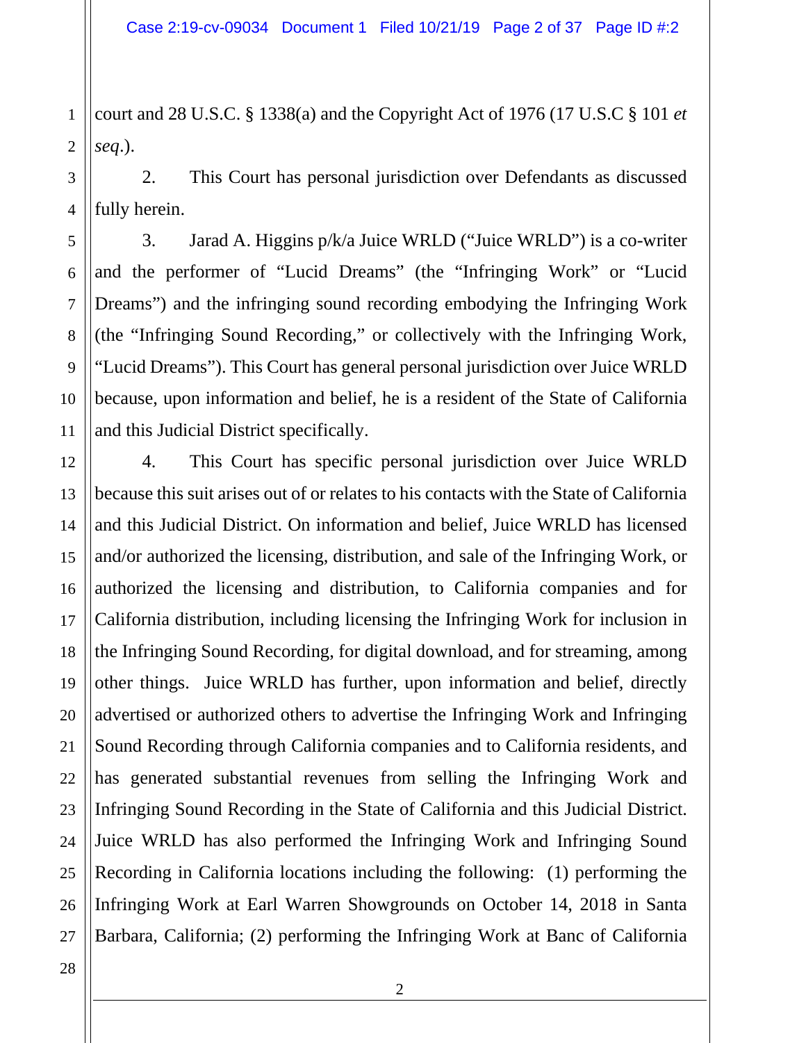court and 28 U.S.C. § 1338(a) and the Copyright Act of 1976 (17 U.S.C § 101 *et seq*.).

2. This Court has personal jurisdiction over Defendants as discussed fully herein.

3. Jarad A. Higgins p/k/a Juice WRLD ("Juice WRLD") is a co-writer and the performer of "Lucid Dreams" (the "Infringing Work" or "Lucid Dreams") and the infringing sound recording embodying the Infringing Work (the "Infringing Sound Recording," or collectively with the Infringing Work, "Lucid Dreams"). This Court has general personal jurisdiction over Juice WRLD because, upon information and belief, he is a resident of the State of California and this Judicial District specifically.

4. This Court has specific personal jurisdiction over Juice WRLD because this suit arises out of or relates to his contacts with the State of California and this Judicial District. On information and belief, Juice WRLD has licensed and/or authorized the licensing, distribution, and sale of the Infringing Work, or authorized the licensing and distribution, to California companies and for California distribution, including licensing the Infringing Work for inclusion in the Infringing Sound Recording, for digital download, and for streaming, among other things. Juice WRLD has further, upon information and belief, directly advertised or authorized others to advertise the Infringing Work and Infringing Sound Recording through California companies and to California residents, and has generated substantial revenues from selling the Infringing Work and Infringing Sound Recording in the State of California and this Judicial District. Juice WRLD has also performed the Infringing Work and Infringing Sound Recording in California locations including the following: (1) performing the Infringing Work at Earl Warren Showgrounds on October 14, 2018 in Santa Barbara, California; (2) performing the Infringing Work at Banc of California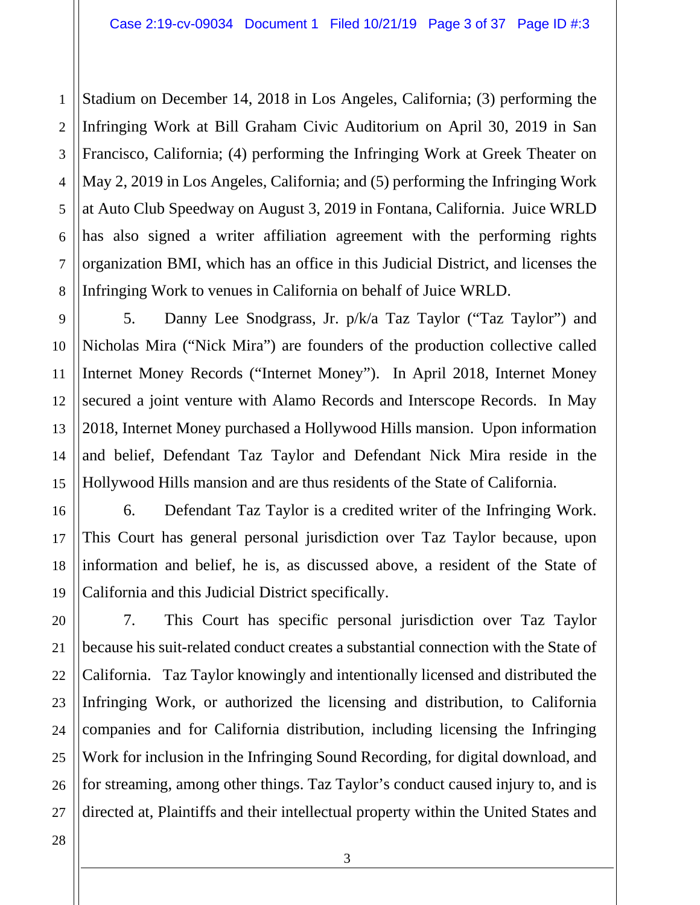Stadium on December 14, 2018 in Los Angeles, California; (3) performing the Infringing Work at Bill Graham Civic Auditorium on April 30, 2019 in San Francisco, California; (4) performing the Infringing Work at Greek Theater on May 2, 2019 in Los Angeles, California; and (5) performing the Infringing Work at Auto Club Speedway on August 3, 2019 in Fontana, California. Juice WRLD has also signed a writer affiliation agreement with the performing rights organization BMI, which has an office in this Judicial District, and licenses the Infringing Work to venues in California on behalf of Juice WRLD.

5. Danny Lee Snodgrass, Jr. p/k/a Taz Taylor ("Taz Taylor") and Nicholas Mira ("Nick Mira") are founders of the production collective called Internet Money Records ("Internet Money"). In April 2018, Internet Money secured a joint venture with Alamo Records and Interscope Records. In May 2018, Internet Money purchased a Hollywood Hills mansion. Upon information and belief, Defendant Taz Taylor and Defendant Nick Mira reside in the Hollywood Hills mansion and are thus residents of the State of California.

6. Defendant Taz Taylor is a credited writer of the Infringing Work. This Court has general personal jurisdiction over Taz Taylor because, upon information and belief, he is, as discussed above, a resident of the State of California and this Judicial District specifically.

7. This Court has specific personal jurisdiction over Taz Taylor because his suit-related conduct creates a substantial connection with the State of California. Taz Taylor knowingly and intentionally licensed and distributed the Infringing Work, or authorized the licensing and distribution, to California companies and for California distribution, including licensing the Infringing Work for inclusion in the Infringing Sound Recording, for digital download, and for streaming, among other things. Taz Taylor's conduct caused injury to, and is directed at, Plaintiffs and their intellectual property within the United States and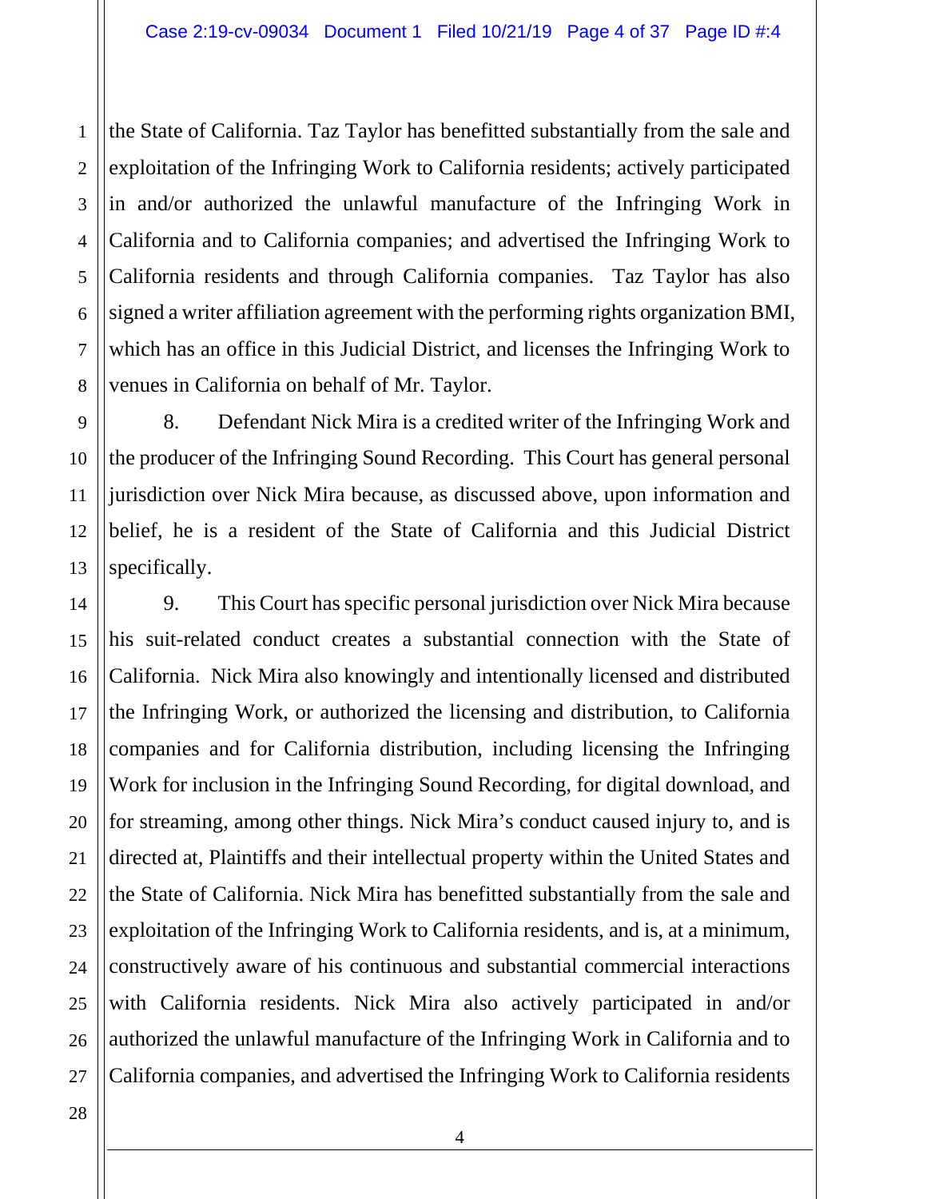the State of California. Taz Taylor has benefitted substantially from the sale and exploitation of the Infringing Work to California residents; actively participated in and/or authorized the unlawful manufacture of the Infringing Work in California and to California companies; and advertised the Infringing Work to California residents and through California companies. Taz Taylor has also signed a writer affiliation agreement with the performing rights organization BMI, which has an office in this Judicial District, and licenses the Infringing Work to venues in California on behalf of Mr. Taylor.

8. Defendant Nick Mira is a credited writer of the Infringing Work and the producer of the Infringing Sound Recording. This Court has general personal jurisdiction over Nick Mira because, as discussed above, upon information and belief, he is a resident of the State of California and this Judicial District specifically.

9. This Court has specific personal jurisdiction over Nick Mira because his suit-related conduct creates a substantial connection with the State of California. Nick Mira also knowingly and intentionally licensed and distributed the Infringing Work, or authorized the licensing and distribution, to California companies and for California distribution, including licensing the Infringing Work for inclusion in the Infringing Sound Recording, for digital download, and for streaming, among other things. Nick Mira's conduct caused injury to, and is directed at, Plaintiffs and their intellectual property within the United States and the State of California. Nick Mira has benefitted substantially from the sale and exploitation of the Infringing Work to California residents, and is, at a minimum, constructively aware of his continuous and substantial commercial interactions with California residents. Nick Mira also actively participated in and/or authorized the unlawful manufacture of the Infringing Work in California and to California companies, and advertised the Infringing Work to California residents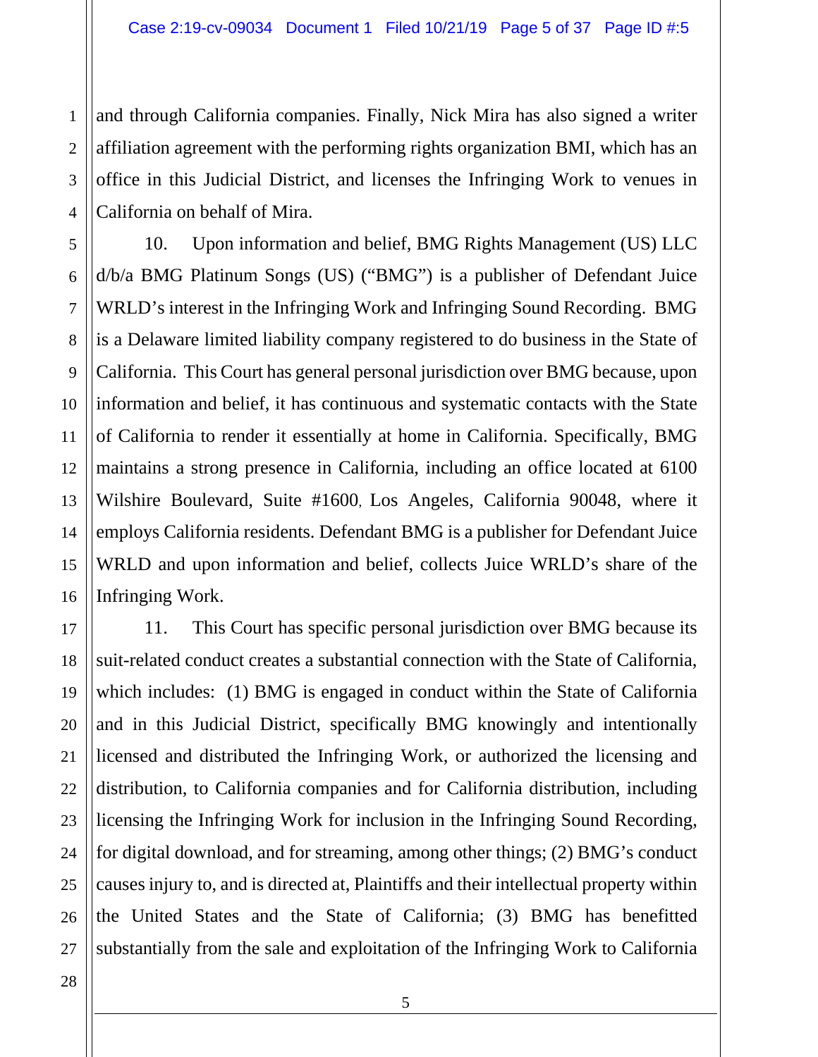and through California companies. Finally, Nick Mira has also signed a writer affiliation agreement with the performing rights organization BMI, which has an office in this Judicial District, and licenses the Infringing Work to venues in California on behalf of Mira.

10. Upon information and belief, BMG Rights Management (US) LLC d/b/a BMG Platinum Songs (US) ("BMG") is a publisher of Defendant Juice WRLD's interest in the Infringing Work and Infringing Sound Recording. BMG is a Delaware limited liability company registered to do business in the State of California. This Court has general personal jurisdiction over BMG because, upon information and belief, it has continuous and systematic contacts with the State of California to render it essentially at home in California. Specifically, BMG maintains a strong presence in California, including an office located at 6100 Wilshire Boulevard, Suite #1600, Los Angeles, California 90048, where it employs California residents. Defendant BMG is a publisher for Defendant Juice WRLD and upon information and belief, collects Juice WRLD's share of the Infringing Work.

11. This Court has specific personal jurisdiction over BMG because its suit-related conduct creates a substantial connection with the State of California, which includes: (1) BMG is engaged in conduct within the State of California and in this Judicial District, specifically BMG knowingly and intentionally licensed and distributed the Infringing Work, or authorized the licensing and distribution, to California companies and for California distribution, including licensing the Infringing Work for inclusion in the Infringing Sound Recording, for digital download, and for streaming, among other things; (2) BMG's conduct causes injury to, and is directed at, Plaintiffs and their intellectual property within the United States and the State of California; (3) BMG has benefitted substantially from the sale and exploitation of the Infringing Work to California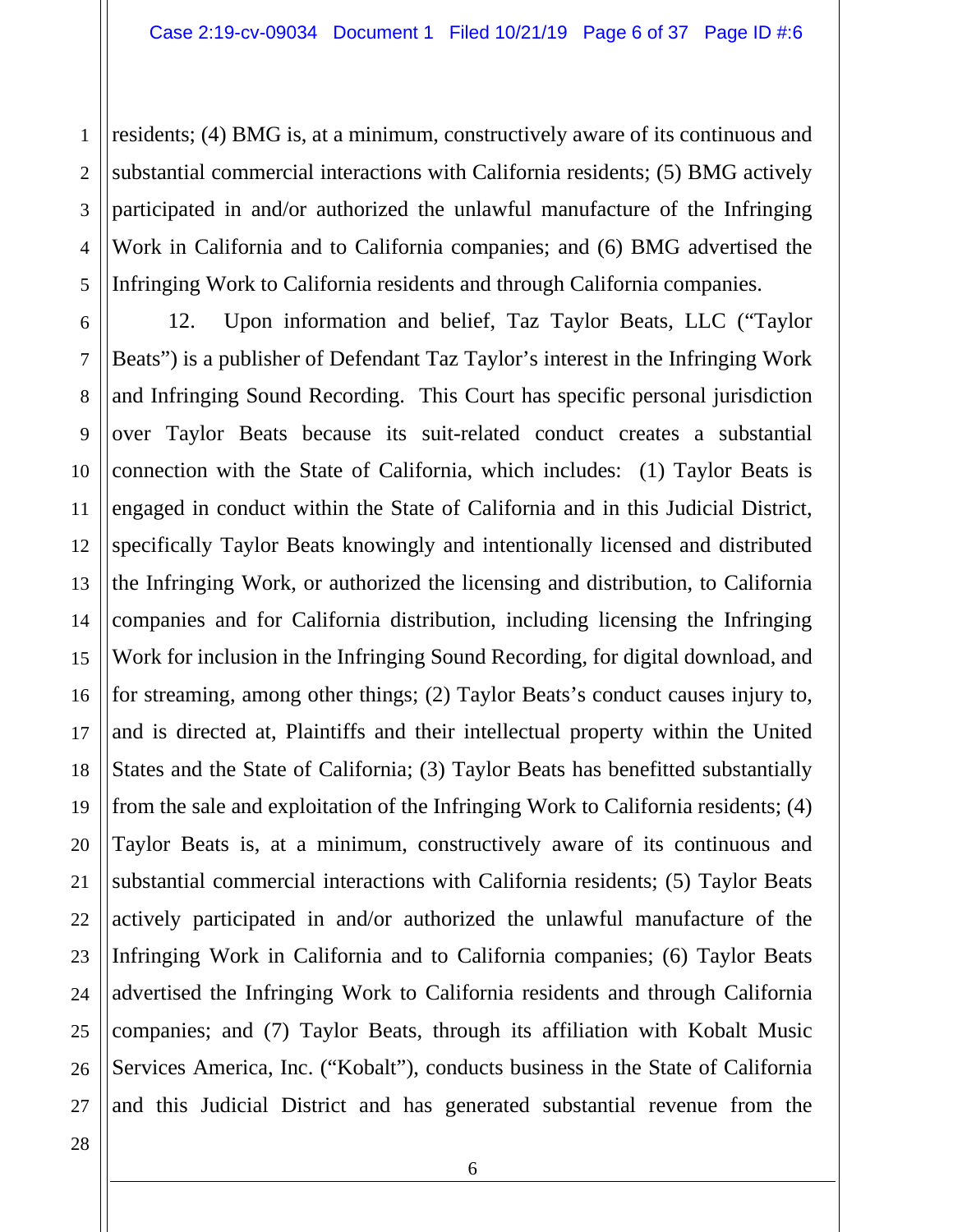residents; (4) BMG is, at a minimum, constructively aware of its continuous and substantial commercial interactions with California residents; (5) BMG actively participated in and/or authorized the unlawful manufacture of the Infringing Work in California and to California companies; and (6) BMG advertised the Infringing Work to California residents and through California companies.

12. Upon information and belief, Taz Taylor Beats, LLC ("Taylor Beats") is a publisher of Defendant Taz Taylor's interest in the Infringing Work and Infringing Sound Recording. This Court has specific personal jurisdiction over Taylor Beats because its suit-related conduct creates a substantial connection with the State of California, which includes: (1) Taylor Beats is engaged in conduct within the State of California and in this Judicial District, specifically Taylor Beats knowingly and intentionally licensed and distributed the Infringing Work, or authorized the licensing and distribution, to California companies and for California distribution, including licensing the Infringing Work for inclusion in the Infringing Sound Recording, for digital download, and for streaming, among other things; (2) Taylor Beats's conduct causes injury to, and is directed at, Plaintiffs and their intellectual property within the United States and the State of California; (3) Taylor Beats has benefitted substantially from the sale and exploitation of the Infringing Work to California residents; (4) Taylor Beats is, at a minimum, constructively aware of its continuous and substantial commercial interactions with California residents; (5) Taylor Beats actively participated in and/or authorized the unlawful manufacture of the Infringing Work in California and to California companies; (6) Taylor Beats advertised the Infringing Work to California residents and through California companies; and (7) Taylor Beats, through its affiliation with Kobalt Music Services America, Inc. ("Kobalt"), conducts business in the State of California and this Judicial District and has generated substantial revenue from the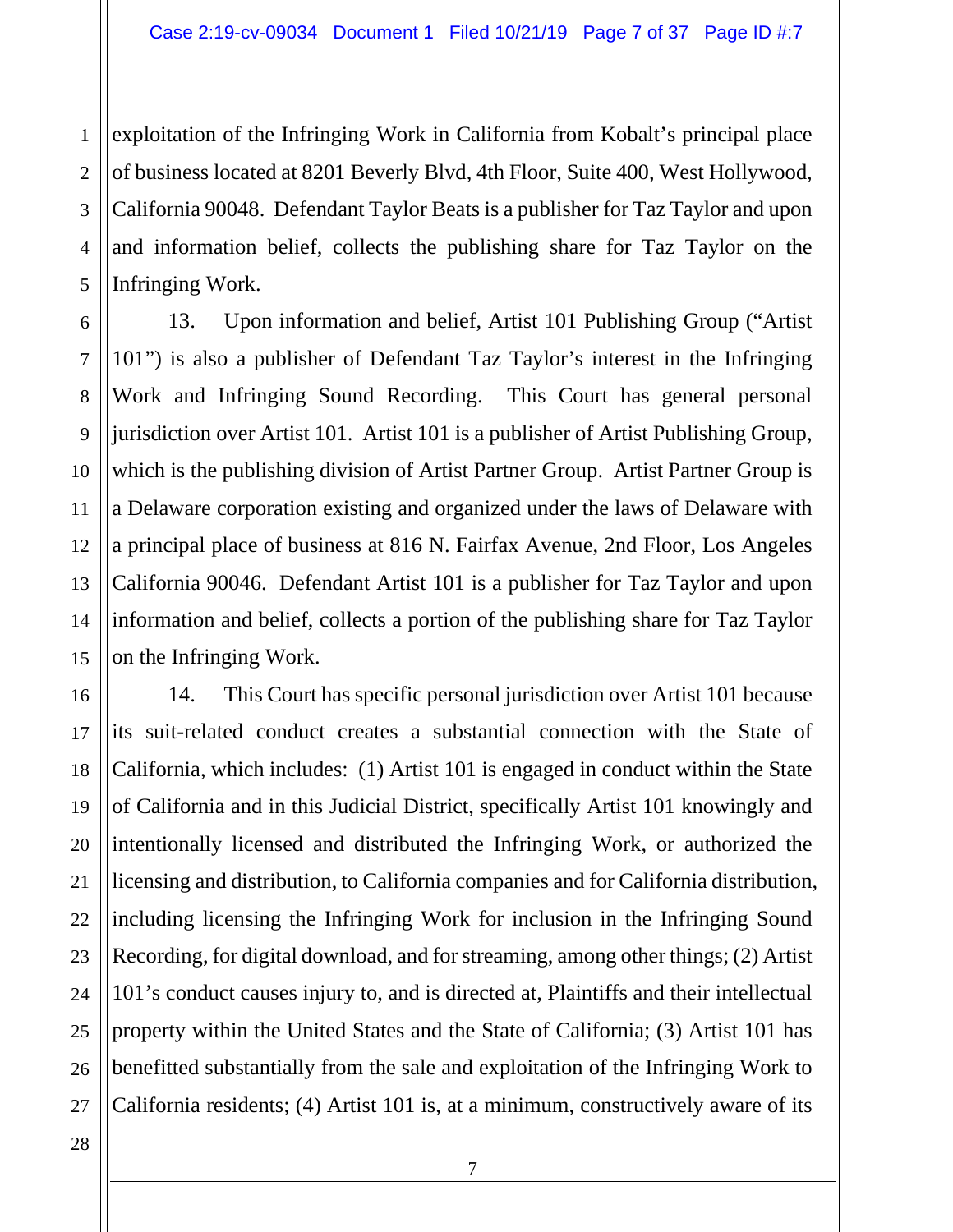exploitation of the Infringing Work in California from Kobalt's principal place of business located at 8201 Beverly Blvd, 4th Floor, Suite 400, West Hollywood, California 90048. Defendant Taylor Beats is a publisher for Taz Taylor and upon and information belief, collects the publishing share for Taz Taylor on the Infringing Work.

13. Upon information and belief, Artist 101 Publishing Group ("Artist 101") is also a publisher of Defendant Taz Taylor's interest in the Infringing Work and Infringing Sound Recording. This Court has general personal jurisdiction over Artist 101. Artist 101 is a publisher of Artist Publishing Group, which is the publishing division of Artist Partner Group. Artist Partner Group is a Delaware corporation existing and organized under the laws of Delaware with a principal place of business at 816 N. Fairfax Avenue, 2nd Floor, Los Angeles California 90046. Defendant Artist 101 is a publisher for Taz Taylor and upon information and belief, collects a portion of the publishing share for Taz Taylor on the Infringing Work.

14. This Court has specific personal jurisdiction over Artist 101 because its suit-related conduct creates a substantial connection with the State of California, which includes: (1) Artist 101 is engaged in conduct within the State of California and in this Judicial District, specifically Artist 101 knowingly and intentionally licensed and distributed the Infringing Work, or authorized the licensing and distribution, to California companies and for California distribution, including licensing the Infringing Work for inclusion in the Infringing Sound Recording, for digital download, and for streaming, among other things; (2) Artist 101's conduct causes injury to, and is directed at, Plaintiffs and their intellectual property within the United States and the State of California; (3) Artist 101 has benefitted substantially from the sale and exploitation of the Infringing Work to California residents; (4) Artist 101 is, at a minimum, constructively aware of its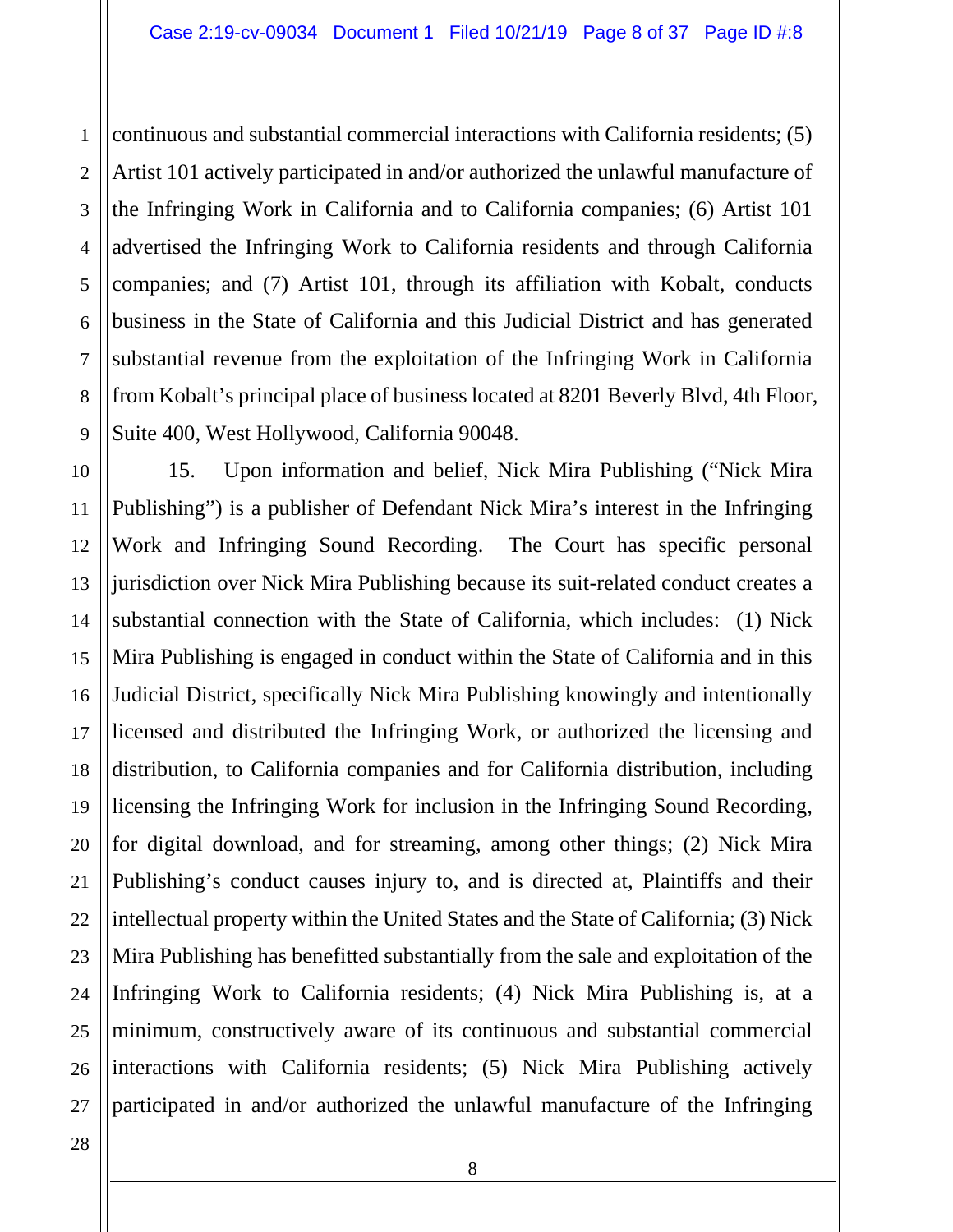continuous and substantial commercial interactions with California residents; (5) Artist 101 actively participated in and/or authorized the unlawful manufacture of the Infringing Work in California and to California companies; (6) Artist 101 advertised the Infringing Work to California residents and through California companies; and (7) Artist 101, through its affiliation with Kobalt, conducts business in the State of California and this Judicial District and has generated substantial revenue from the exploitation of the Infringing Work in California from Kobalt's principal place of business located at 8201 Beverly Blvd, 4th Floor, Suite 400, West Hollywood, California 90048.

15. Upon information and belief, Nick Mira Publishing ("Nick Mira Publishing") is a publisher of Defendant Nick Mira's interest in the Infringing Work and Infringing Sound Recording. The Court has specific personal jurisdiction over Nick Mira Publishing because its suit-related conduct creates a substantial connection with the State of California, which includes: (1) Nick Mira Publishing is engaged in conduct within the State of California and in this Judicial District, specifically Nick Mira Publishing knowingly and intentionally licensed and distributed the Infringing Work, or authorized the licensing and distribution, to California companies and for California distribution, including licensing the Infringing Work for inclusion in the Infringing Sound Recording, for digital download, and for streaming, among other things; (2) Nick Mira Publishing's conduct causes injury to, and is directed at, Plaintiffs and their intellectual property within the United States and the State of California; (3) Nick Mira Publishing has benefitted substantially from the sale and exploitation of the Infringing Work to California residents; (4) Nick Mira Publishing is, at a minimum, constructively aware of its continuous and substantial commercial interactions with California residents; (5) Nick Mira Publishing actively participated in and/or authorized the unlawful manufacture of the Infringing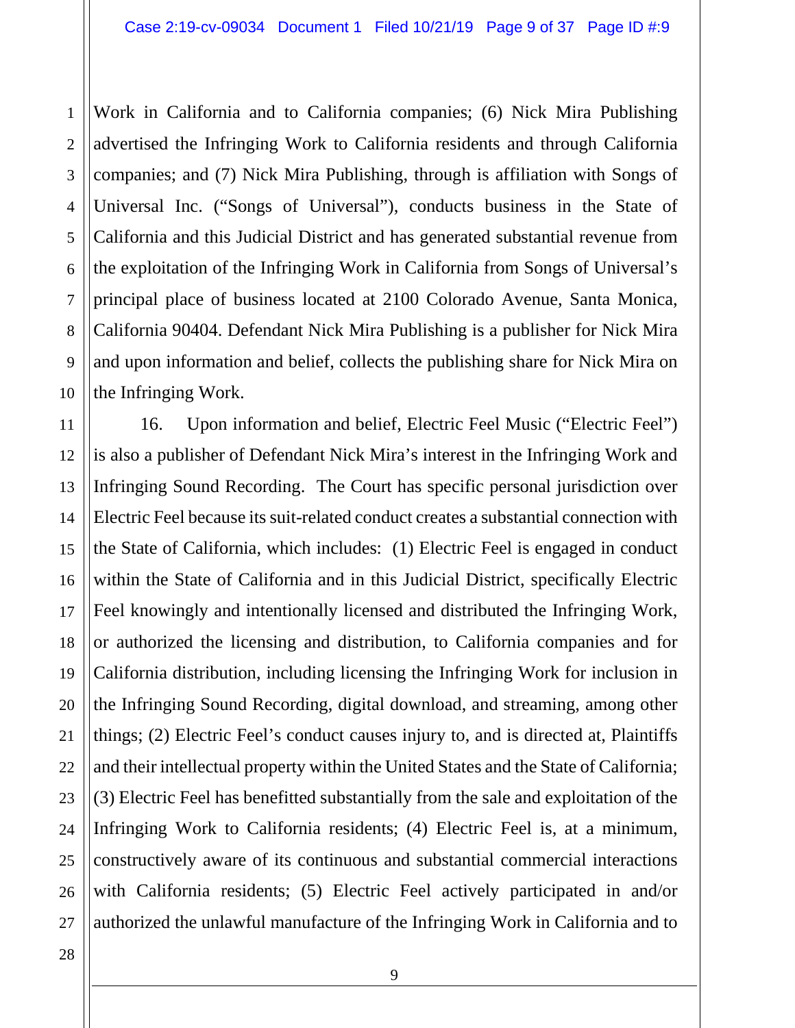Work in California and to California companies; (6) Nick Mira Publishing advertised the Infringing Work to California residents and through California companies; and (7) Nick Mira Publishing, through is affiliation with Songs of Universal Inc. ("Songs of Universal"), conducts business in the State of California and this Judicial District and has generated substantial revenue from the exploitation of the Infringing Work in California from Songs of Universal's principal place of business located at 2100 Colorado Avenue, Santa Monica, California 90404. Defendant Nick Mira Publishing is a publisher for Nick Mira and upon information and belief, collects the publishing share for Nick Mira on the Infringing Work.

16. Upon information and belief, Electric Feel Music ("Electric Feel") is also a publisher of Defendant Nick Mira's interest in the Infringing Work and Infringing Sound Recording. The Court has specific personal jurisdiction over Electric Feel because its suit-related conduct creates a substantial connection with the State of California, which includes: (1) Electric Feel is engaged in conduct within the State of California and in this Judicial District, specifically Electric Feel knowingly and intentionally licensed and distributed the Infringing Work, or authorized the licensing and distribution, to California companies and for California distribution, including licensing the Infringing Work for inclusion in the Infringing Sound Recording, digital download, and streaming, among other things; (2) Electric Feel's conduct causes injury to, and is directed at, Plaintiffs and their intellectual property within the United States and the State of California; (3) Electric Feel has benefitted substantially from the sale and exploitation of the Infringing Work to California residents; (4) Electric Feel is, at a minimum, constructively aware of its continuous and substantial commercial interactions with California residents; (5) Electric Feel actively participated in and/or authorized the unlawful manufacture of the Infringing Work in California and to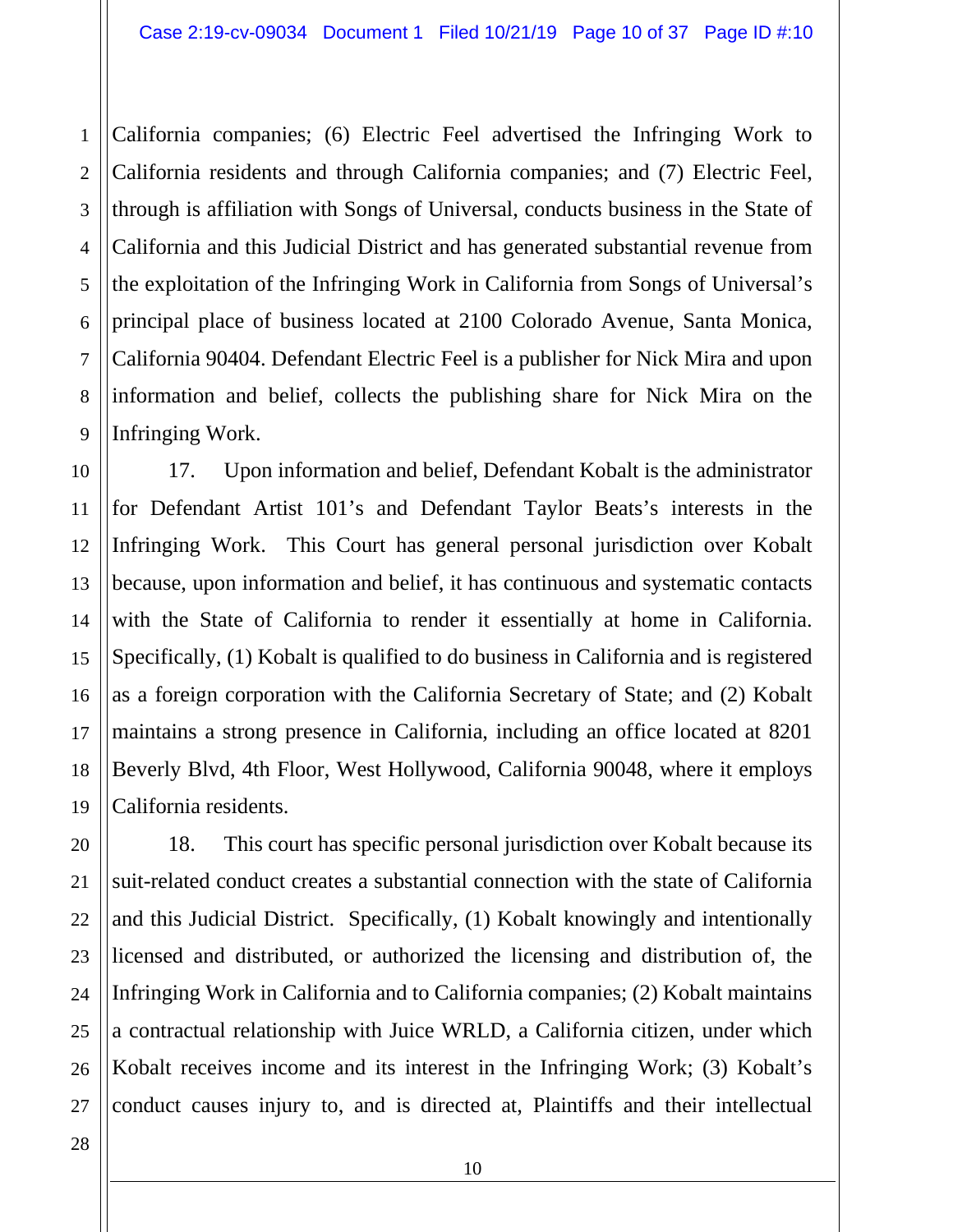California companies; (6) Electric Feel advertised the Infringing Work to California residents and through California companies; and (7) Electric Feel, through is affiliation with Songs of Universal, conducts business in the State of California and this Judicial District and has generated substantial revenue from the exploitation of the Infringing Work in California from Songs of Universal's principal place of business located at 2100 Colorado Avenue, Santa Monica, California 90404. Defendant Electric Feel is a publisher for Nick Mira and upon information and belief, collects the publishing share for Nick Mira on the Infringing Work.

17. Upon information and belief, Defendant Kobalt is the administrator for Defendant Artist 101's and Defendant Taylor Beats's interests in the Infringing Work. This Court has general personal jurisdiction over Kobalt because, upon information and belief, it has continuous and systematic contacts with the State of California to render it essentially at home in California. Specifically, (1) Kobalt is qualified to do business in California and is registered as a foreign corporation with the California Secretary of State; and (2) Kobalt maintains a strong presence in California, including an office located at 8201 Beverly Blvd, 4th Floor, West Hollywood, California 90048, where it employs California residents.

18. This court has specific personal jurisdiction over Kobalt because its suit-related conduct creates a substantial connection with the state of California and this Judicial District. Specifically, (1) Kobalt knowingly and intentionally licensed and distributed, or authorized the licensing and distribution of, the Infringing Work in California and to California companies; (2) Kobalt maintains a contractual relationship with Juice WRLD, a California citizen, under which Kobalt receives income and its interest in the Infringing Work; (3) Kobalt's conduct causes injury to, and is directed at, Plaintiffs and their intellectual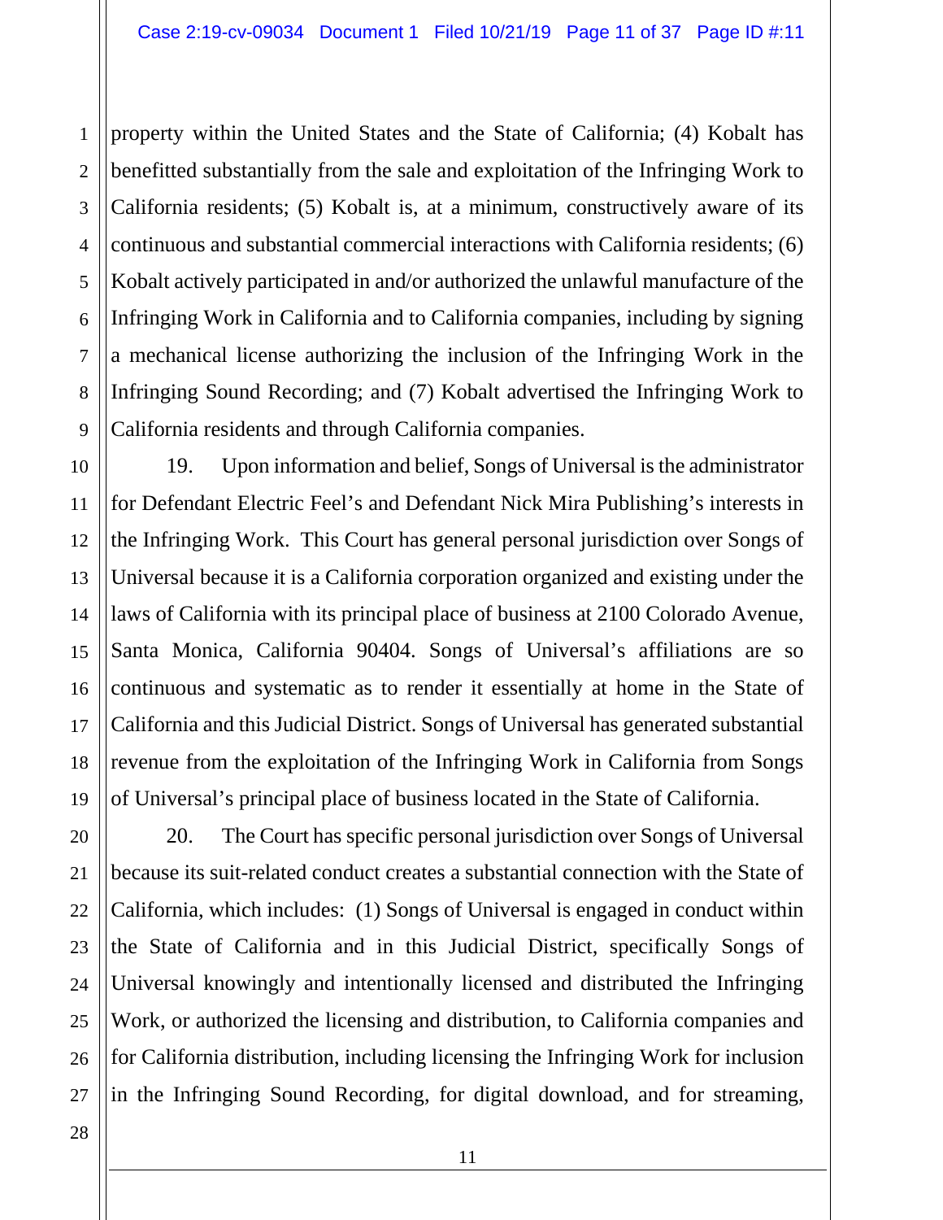property within the United States and the State of California; (4) Kobalt has benefitted substantially from the sale and exploitation of the Infringing Work to California residents; (5) Kobalt is, at a minimum, constructively aware of its continuous and substantial commercial interactions with California residents; (6) Kobalt actively participated in and/or authorized the unlawful manufacture of the Infringing Work in California and to California companies, including by signing a mechanical license authorizing the inclusion of the Infringing Work in the Infringing Sound Recording; and (7) Kobalt advertised the Infringing Work to California residents and through California companies.

19. Upon information and belief, Songs of Universal is the administrator for Defendant Electric Feel's and Defendant Nick Mira Publishing's interests in the Infringing Work. This Court has general personal jurisdiction over Songs of Universal because it is a California corporation organized and existing under the laws of California with its principal place of business at 2100 Colorado Avenue, Santa Monica, California 90404. Songs of Universal's affiliations are so continuous and systematic as to render it essentially at home in the State of California and this Judicial District. Songs of Universal has generated substantial revenue from the exploitation of the Infringing Work in California from Songs of Universal's principal place of business located in the State of California.

20. The Court has specific personal jurisdiction over Songs of Universal because its suit-related conduct creates a substantial connection with the State of California, which includes: (1) Songs of Universal is engaged in conduct within the State of California and in this Judicial District, specifically Songs of Universal knowingly and intentionally licensed and distributed the Infringing Work, or authorized the licensing and distribution, to California companies and for California distribution, including licensing the Infringing Work for inclusion in the Infringing Sound Recording, for digital download, and for streaming,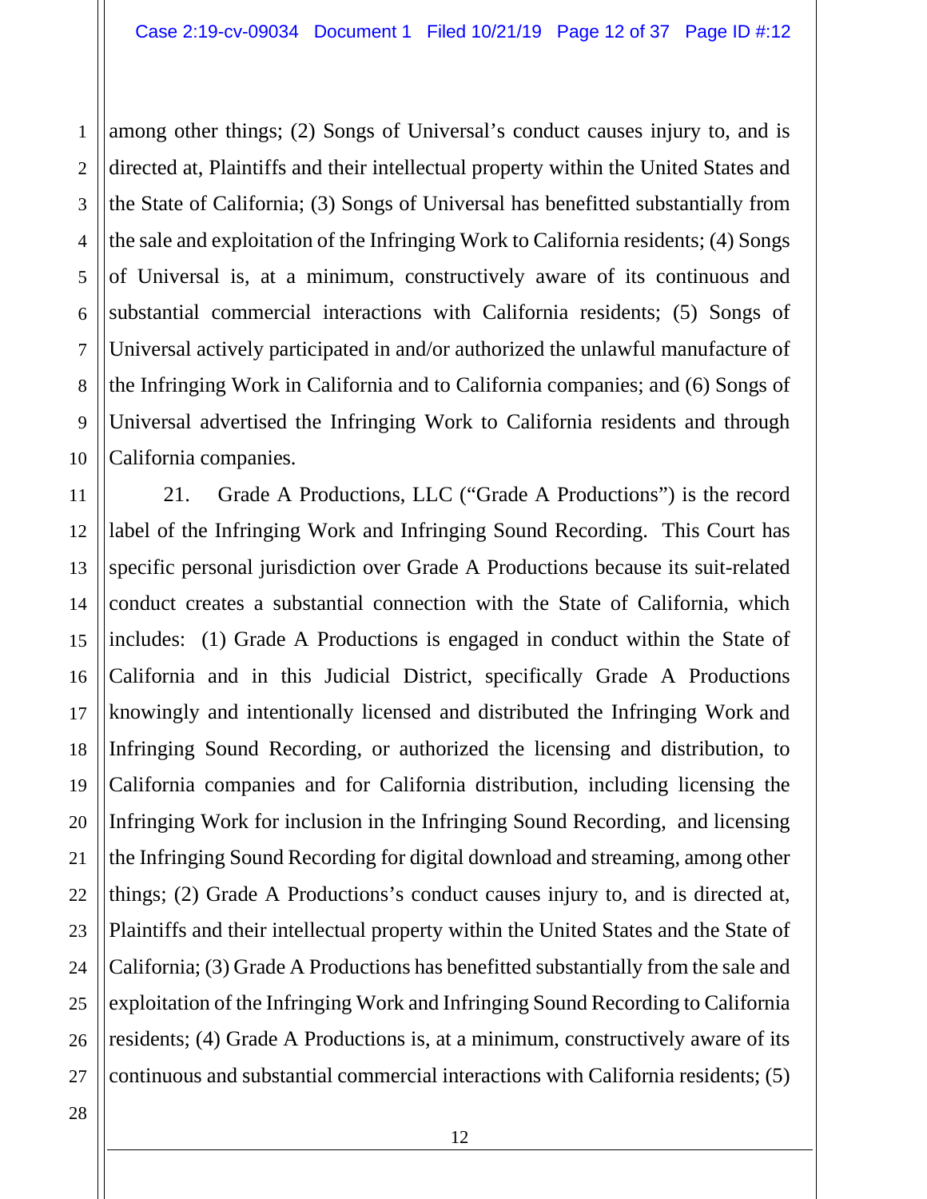among other things; (2) Songs of Universal's conduct causes injury to, and is directed at, Plaintiffs and their intellectual property within the United States and the State of California; (3) Songs of Universal has benefitted substantially from the sale and exploitation of the Infringing Work to California residents; (4) Songs of Universal is, at a minimum, constructively aware of its continuous and substantial commercial interactions with California residents; (5) Songs of Universal actively participated in and/or authorized the unlawful manufacture of the Infringing Work in California and to California companies; and (6) Songs of Universal advertised the Infringing Work to California residents and through California companies.

21. Grade A Productions, LLC ("Grade A Productions") is the record label of the Infringing Work and Infringing Sound Recording. This Court has specific personal jurisdiction over Grade A Productions because its suit-related conduct creates a substantial connection with the State of California, which includes: (1) Grade A Productions is engaged in conduct within the State of California and in this Judicial District, specifically Grade A Productions knowingly and intentionally licensed and distributed the Infringing Work and Infringing Sound Recording, or authorized the licensing and distribution, to California companies and for California distribution, including licensing the Infringing Work for inclusion in the Infringing Sound Recording, and licensing the Infringing Sound Recording for digital download and streaming, among other things; (2) Grade A Productions's conduct causes injury to, and is directed at, Plaintiffs and their intellectual property within the United States and the State of California; (3) Grade A Productions has benefitted substantially from the sale and exploitation of the Infringing Work and Infringing Sound Recording to California residents; (4) Grade A Productions is, at a minimum, constructively aware of its continuous and substantial commercial interactions with California residents; (5)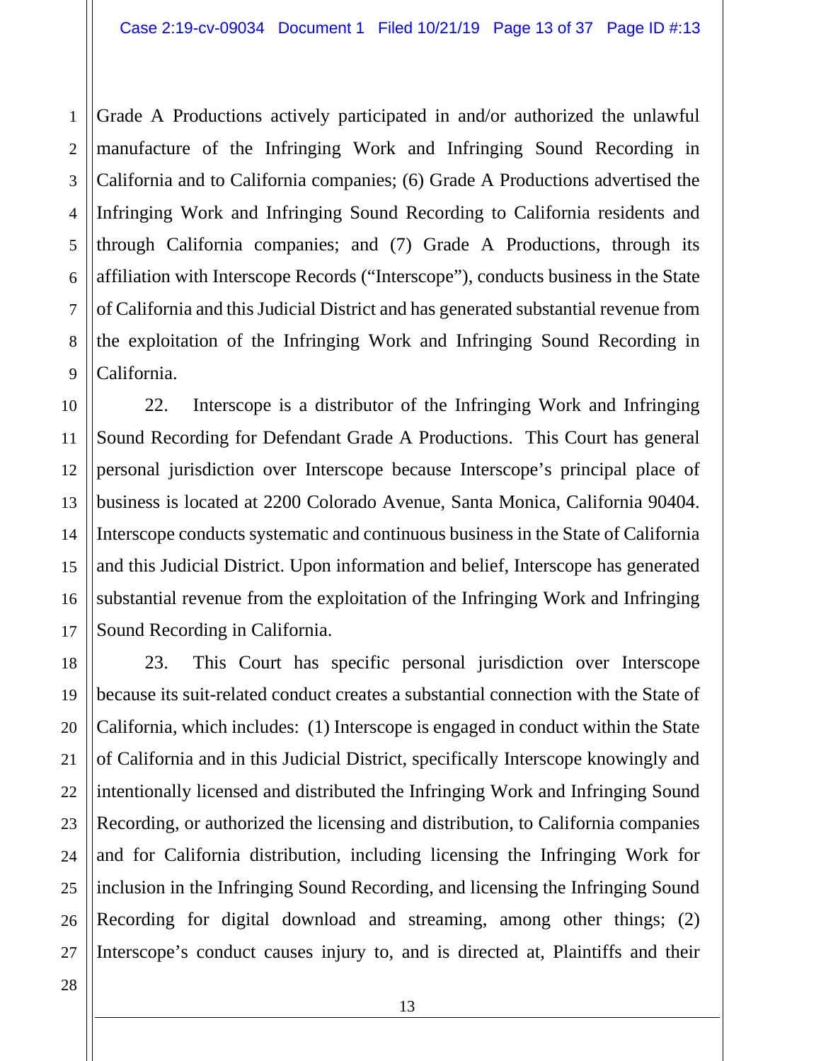Grade A Productions actively participated in and/or authorized the unlawful manufacture of the Infringing Work and Infringing Sound Recording in California and to California companies; (6) Grade A Productions advertised the Infringing Work and Infringing Sound Recording to California residents and through California companies; and (7) Grade A Productions, through its affiliation with Interscope Records ("Interscope"), conducts business in the State of California and this Judicial District and has generated substantial revenue from the exploitation of the Infringing Work and Infringing Sound Recording in California.

22. Interscope is a distributor of the Infringing Work and Infringing Sound Recording for Defendant Grade A Productions. This Court has general personal jurisdiction over Interscope because Interscope's principal place of business is located at 2200 Colorado Avenue, Santa Monica, California 90404. Interscope conducts systematic and continuous business in the State of California and this Judicial District. Upon information and belief, Interscope has generated substantial revenue from the exploitation of the Infringing Work and Infringing Sound Recording in California.

23. This Court has specific personal jurisdiction over Interscope because its suit-related conduct creates a substantial connection with the State of California, which includes: (1) Interscope is engaged in conduct within the State of California and in this Judicial District, specifically Interscope knowingly and intentionally licensed and distributed the Infringing Work and Infringing Sound Recording, or authorized the licensing and distribution, to California companies and for California distribution, including licensing the Infringing Work for inclusion in the Infringing Sound Recording, and licensing the Infringing Sound Recording for digital download and streaming, among other things; (2) Interscope's conduct causes injury to, and is directed at, Plaintiffs and their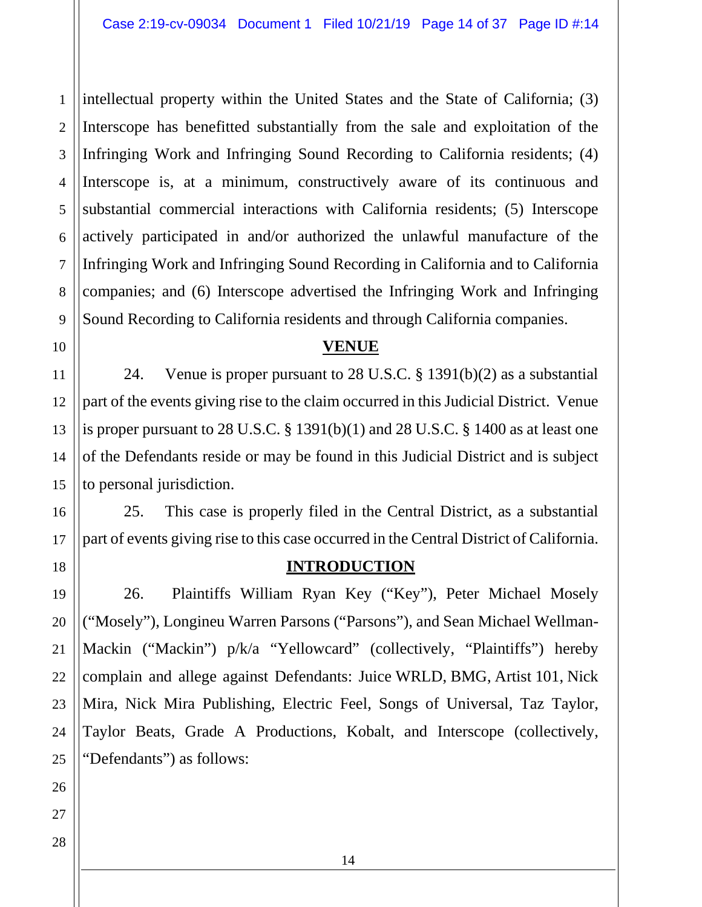intellectual property within the United States and the State of California; (3) Interscope has benefitted substantially from the sale and exploitation of the Infringing Work and Infringing Sound Recording to California residents; (4) Interscope is, at a minimum, constructively aware of its continuous and substantial commercial interactions with California residents; (5) Interscope actively participated in and/or authorized the unlawful manufacture of the Infringing Work and Infringing Sound Recording in California and to California companies; and (6) Interscope advertised the Infringing Work and Infringing Sound Recording to California residents and through California companies.

## VENUE

24. Venue is proper pursuant to 28 U.S.C. § 1391(b)(2) as a substantial part of the events giving rise to the claim occurred in this Judicial District. Venue is proper pursuant to 28 U.S.C. § 1391(b)(1) and 28 U.S.C. § 1400 as at least one of the Defendants reside or may be found in this Judicial District and is subject to personal jurisdiction.

25. This case is properly filed in the Central District, as a substantial part of events giving rise to this case occurred in the Central District of California.

## INTRODUCTION

26. Plaintiffs William Ryan Key ("Key"), Peter Michael Mosely ("Mosely"), Longineu Warren Parsons ("Parsons"), and Sean Michael Wellman-Mackin ("Mackin") p/k/a "Yellowcard" (collectively, "Plaintiffs") hereby complain and allege against Defendants: Juice WRLD, BMG, Artist 101, Nick Mira, Nick Mira Publishing, Electric Feel, Songs of Universal, Taz Taylor, Taylor Beats, Grade A Productions, Kobalt, and Interscope (collectively, "Defendants") as follows: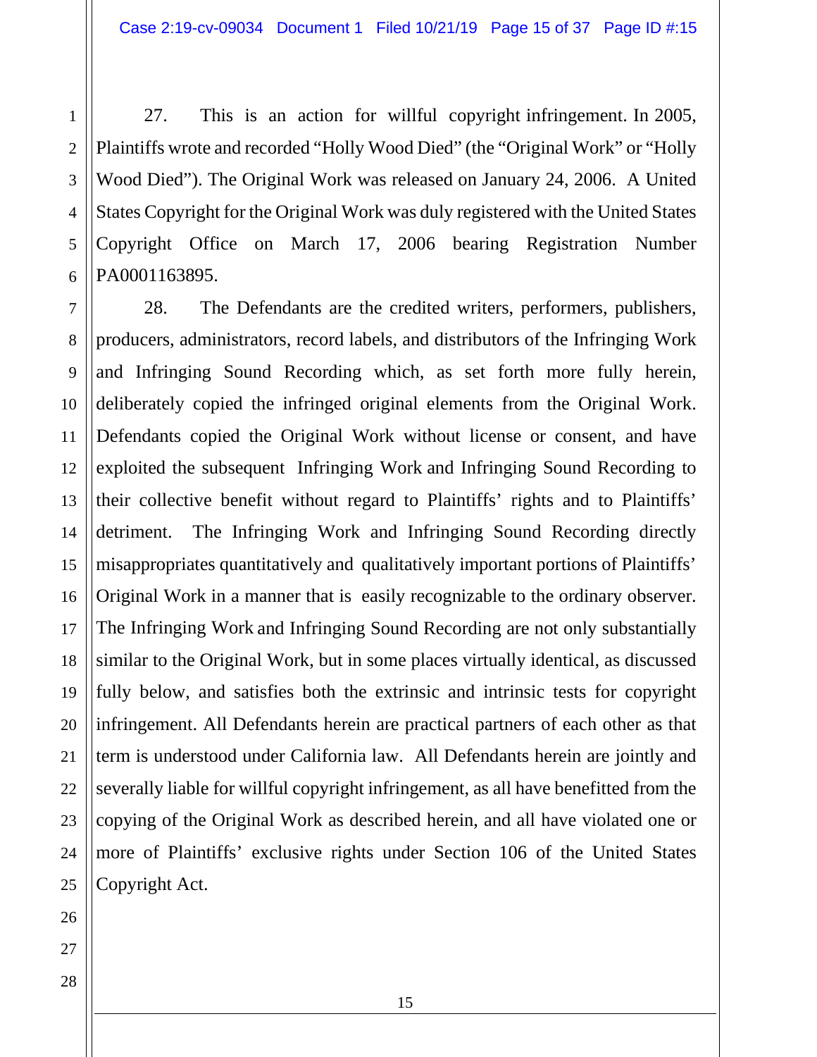27. This is an action for willful copyright infringement. In 2005, Plaintiffs wrote and recorded "Holly Wood Died" (the "Original Work" or "Holly Wood Died"). The Original Work was released on January 24, 2006. A United States Copyright for the Original Work was duly registered with the United States Copyright Office on March 17, 2006 bearing Registration Number PA0001163895.

28. The Defendants are the credited writers, performers, publishers, producers, administrators, record labels, and distributors of the Infringing Work and Infringing Sound Recording which, as set forth more fully herein, deliberately copied the infringed original elements from the Original Work. Defendants copied the Original Work without license or consent, and have exploited the subsequent Infringing Work and Infringing Sound Recording to their collective benefit without regard to Plaintiffs' rights and to Plaintiffs' detriment. The Infringing Work and Infringing Sound Recording directly misappropriates quantitatively and qualitatively important portions of Plaintiffs' Original Work in a manner that is easily recognizable to the ordinary observer. The Infringing Work and Infringing Sound Recording are not only substantially similar to the Original Work, but in some places virtually identical, as discussed fully below, and satisfies both the extrinsic and intrinsic tests for copyright infringement. All Defendants herein are practical partners of each other as that term is understood under California law. All Defendants herein are jointly and severally liable for willful copyright infringement, as all have benefitted from the copying of the Original Work as described herein, and all have violated one or more of Plaintiffs' exclusive rights under Section 106 of the United States Copyright Act.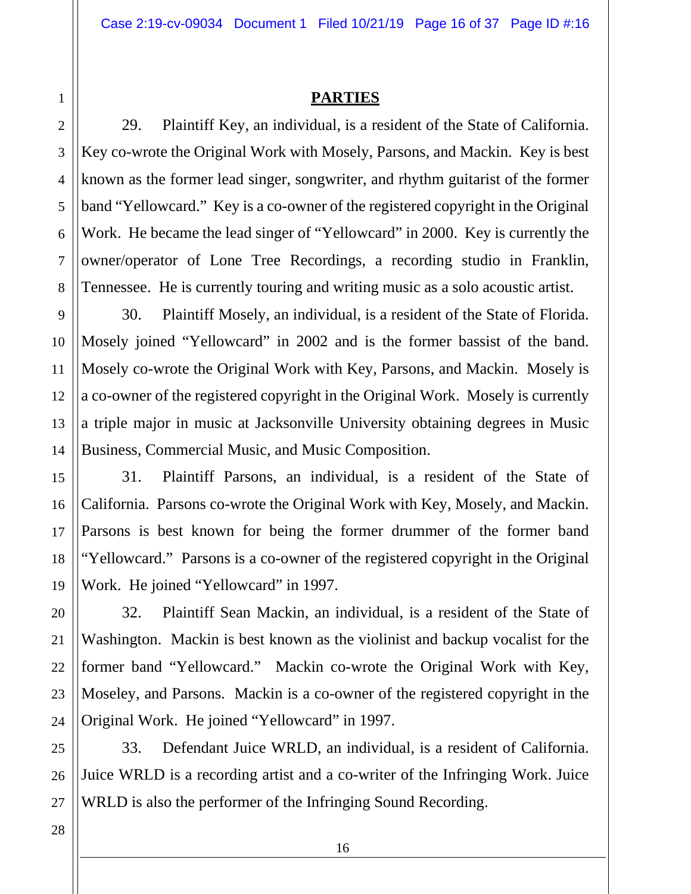## PARTIES

29. Plaintiff Key, an individual, is a resident of the State of California. Key co-wrote the Original Work with Mosely, Parsons, and Mackin. Key is best known as the former lead singer, songwriter, and rhythm guitarist of the former band "Yellowcard." Key is a co-owner of the registered copyright in the Original Work. He became the lead singer of "Yellowcard" in 2000. Key is currently the owner/operator of Lone Tree Recordings, a recording studio in Franklin, Tennessee. He is currently touring and writing music as a solo acoustic artist.

30. Plaintiff Mosely, an individual, is a resident of the State of Florida. Mosely joined "Yellowcard" in 2002 and is the former bassist of the band. Mosely co-wrote the Original Work with Key, Parsons, and Mackin. Mosely is a co-owner of the registered copyright in the Original Work. Mosely is currently a triple major in music at Jacksonville University obtaining degrees in Music Business, Commercial Music, and Music Composition.

31. Plaintiff Parsons, an individual, is a resident of the State of California. Parsons co-wrote the Original Work with Key, Mosely, and Mackin. Parsons is best known for being the former drummer of the former band "Yellowcard." Parsons is a co-owner of the registered copyright in the Original Work. He joined "Yellowcard" in 1997.

32. Plaintiff Sean Mackin, an individual, is a resident of the State of Washington. Mackin is best known as the violinist and backup vocalist for the former band "Yellowcard." Mackin co-wrote the Original Work with Key, Moseley, and Parsons. Mackin is a co-owner of the registered copyright in the Original Work. He joined "Yellowcard" in 1997.

33. Defendant Juice WRLD, an individual, is a resident of California. Juice WRLD is a recording artist and a co-writer of the Infringing Work. Juice WRLD is also the performer of the Infringing Sound Recording.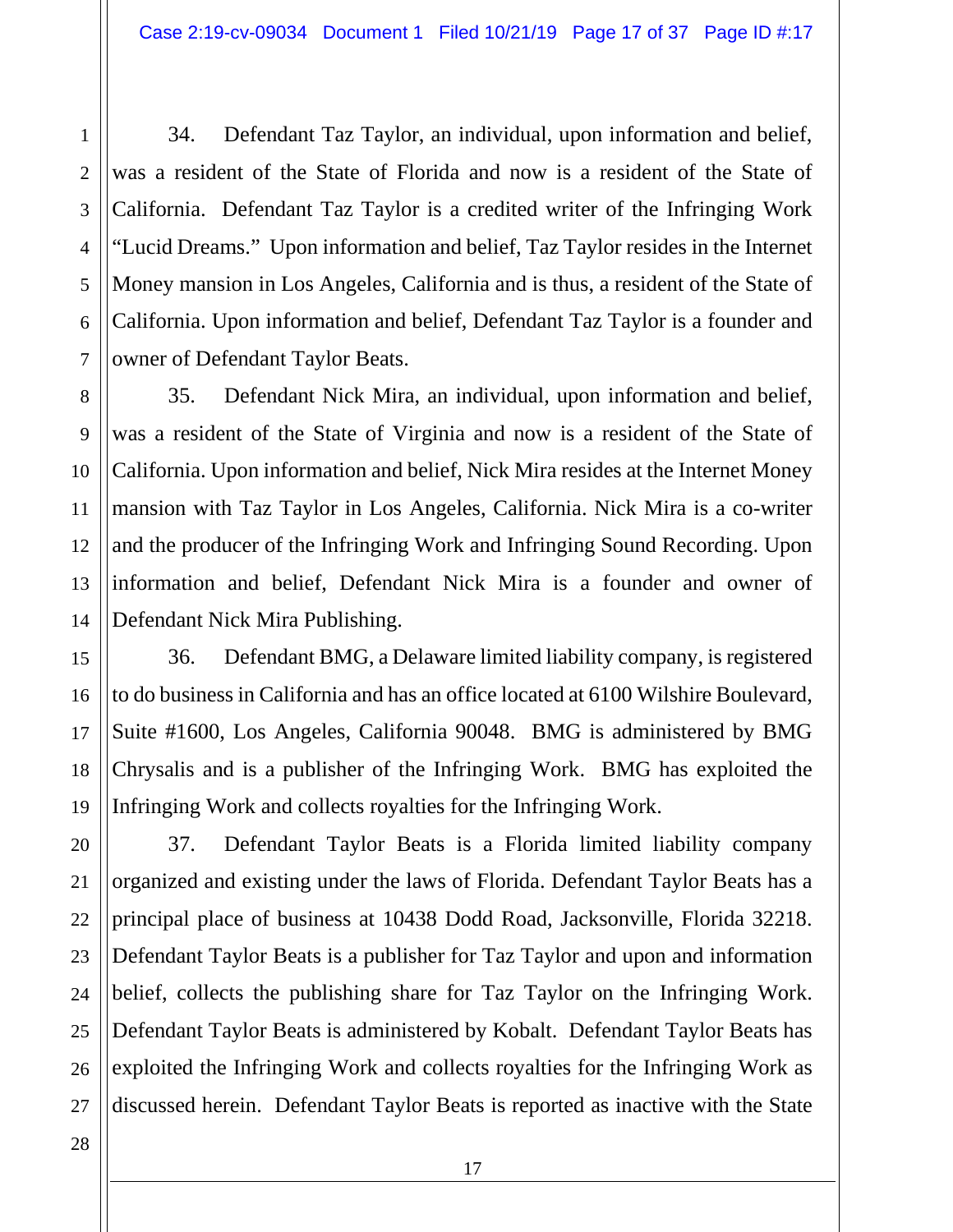34. Defendant Taz Taylor, an individual, upon information and belief, was a resident of the State of Florida and now is a resident of the State of California. Defendant Taz Taylor is a credited writer of the Infringing Work "Lucid Dreams." Upon information and belief, Taz Taylor resides in the Internet Money mansion in Los Angeles, California and is thus, a resident of the State of California. Upon information and belief, Defendant Taz Taylor is a founder and owner of Defendant Taylor Beats.

35. Defendant Nick Mira, an individual, upon information and belief, was a resident of the State of Virginia and now is a resident of the State of California. Upon information and belief, Nick Mira resides at the Internet Money mansion with Taz Taylor in Los Angeles, California. Nick Mira is a co-writer and the producer of the Infringing Work and Infringing Sound Recording. Upon information and belief, Defendant Nick Mira is a founder and owner of Defendant Nick Mira Publishing.

36. Defendant BMG, a Delaware limited liability company, is registered to do business in California and has an office located at 6100 Wilshire Boulevard, Suite #1600, Los Angeles, California 90048. BMG is administered by BMG Chrysalis and is a publisher of the Infringing Work. BMG has exploited the Infringing Work and collects royalties for the Infringing Work.

37. Defendant Taylor Beats is a Florida limited liability company organized and existing under the laws of Florida. Defendant Taylor Beats has a principal place of business at 10438 Dodd Road, Jacksonville, Florida 32218. Defendant Taylor Beats is a publisher for Taz Taylor and upon and information belief, collects the publishing share for Taz Taylor on the Infringing Work. Defendant Taylor Beats is administered by Kobalt. Defendant Taylor Beats has exploited the Infringing Work and collects royalties for the Infringing Work as discussed herein. Defendant Taylor Beats is reported as inactive with the State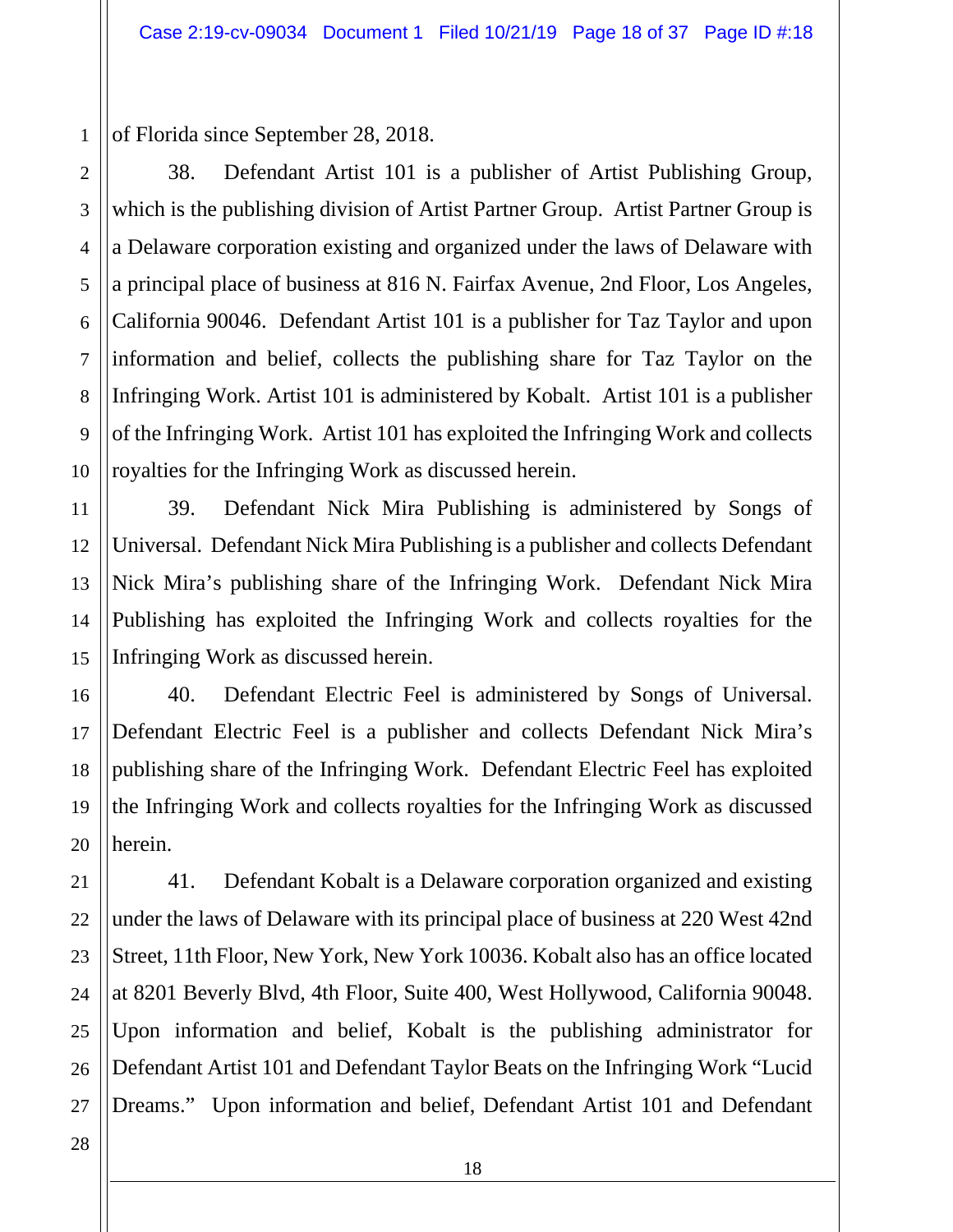of Florida since September 28, 2018.

38. Defendant Artist 101 is a publisher of Artist Publishing Group, which is the publishing division of Artist Partner Group. Artist Partner Group is a Delaware corporation existing and organized under the laws of Delaware with a principal place of business at 816 N. Fairfax Avenue, 2nd Floor, Los Angeles, California 90046. Defendant Artist 101 is a publisher for Taz Taylor and upon information and belief, collects the publishing share for Taz Taylor on the Infringing Work. Artist 101 is administered by Kobalt. Artist 101 is a publisher of the Infringing Work. Artist 101 has exploited the Infringing Work and collects royalties for the Infringing Work as discussed herein.

39. Defendant Nick Mira Publishing is administered by Songs of Universal. Defendant Nick Mira Publishing is a publisher and collects Defendant Nick Mira's publishing share of the Infringing Work. Defendant Nick Mira Publishing has exploited the Infringing Work and collects royalties for the Infringing Work as discussed herein.

40. Defendant Electric Feel is administered by Songs of Universal. Defendant Electric Feel is a publisher and collects Defendant Nick Mira's publishing share of the Infringing Work. Defendant Electric Feel has exploited the Infringing Work and collects royalties for the Infringing Work as discussed herein.

41. Defendant Kobalt is a Delaware corporation organized and existing under the laws of Delaware with its principal place of business at 220 West 42nd Street, 11th Floor, New York, New York 10036. Kobalt also has an office located at 8201 Beverly Blvd, 4th Floor, Suite 400, West Hollywood, California 90048. Upon information and belief, Kobalt is the publishing administrator for Defendant Artist 101 and Defendant Taylor Beats on the Infringing Work "Lucid Dreams." Upon information and belief, Defendant Artist 101 and Defendant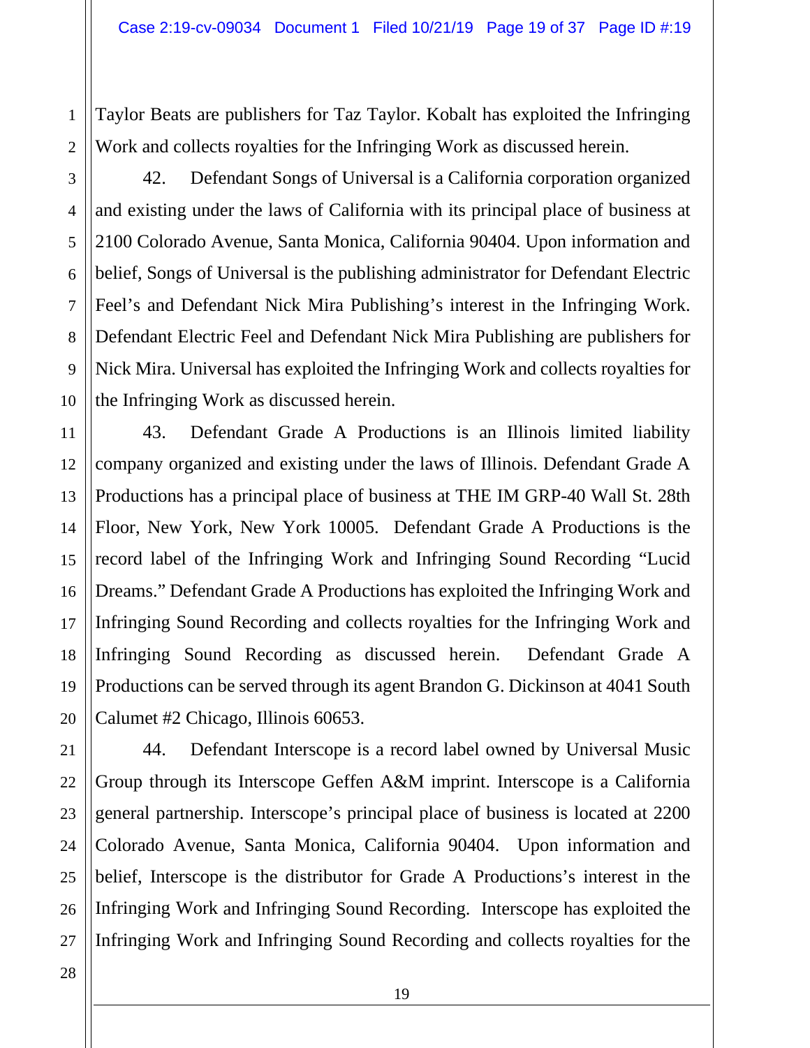Taylor Beats are publishers for Taz Taylor. Kobalt has exploited the Infringing Work and collects royalties for the Infringing Work as discussed herein.

42. Defendant Songs of Universal is a California corporation organized and existing under the laws of California with its principal place of business at 2100 Colorado Avenue, Santa Monica, California 90404. Upon information and belief, Songs of Universal is the publishing administrator for Defendant Electric Feel's and Defendant Nick Mira Publishing's interest in the Infringing Work. Defendant Electric Feel and Defendant Nick Mira Publishing are publishers for Nick Mira. Universal has exploited the Infringing Work and collects royalties for the Infringing Work as discussed herein.

43. Defendant Grade A Productions is an Illinois limited liability company organized and existing under the laws of Illinois. Defendant Grade A Productions has a principal place of business at THE IM GRP-40 Wall St. 28th Floor, New York, New York 10005. Defendant Grade A Productions is the record label of the Infringing Work and Infringing Sound Recording "Lucid Dreams." Defendant Grade A Productions has exploited the Infringing Work and Infringing Sound Recording and collects royalties for the Infringing Work and Infringing Sound Recording as discussed herein. Defendant Grade A Productions can be served through its agent Brandon G. Dickinson at 4041 South Calumet #2 Chicago, Illinois 60653.

44. Defendant Interscope is a record label owned by Universal Music Group through its Interscope Geffen A&M imprint. Interscope is a California general partnership. Interscope's principal place of business is located at 2200 Colorado Avenue, Santa Monica, California 90404. Upon information and belief, Interscope is the distributor for Grade A Productions's interest in the Infringing Work and Infringing Sound Recording. Interscope has exploited the Infringing Work and Infringing Sound Recording and collects royalties for the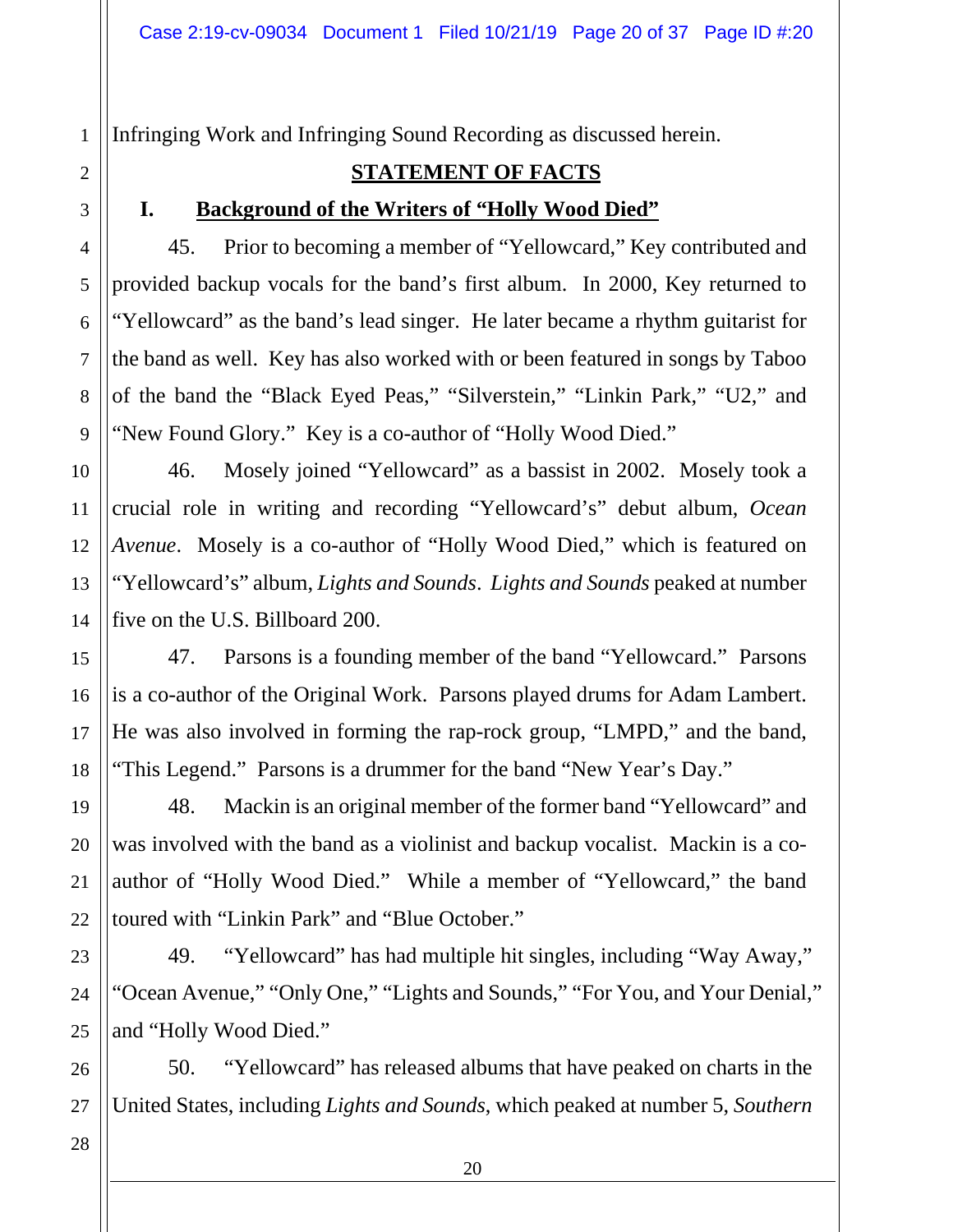Infringing Work and Infringing Sound Recording as discussed herein.

## STATEMENT OF FACTS

### I. Background of the Writers of "Holly Wood Died"

45. Prior to becoming a member of "Yellowcard," Key contributed and provided backup vocals for the band's first album. In 2000, Key returned to "Yellowcard" as the band's lead singer. He later became a rhythm guitarist for the band as well. Key has also worked with or been featured in songs by Taboo of the band the "Black Eyed Peas," "Silverstein," "Linkin Park," "U2," and "New Found Glory." Key is a co-author of "Holly Wood Died."

46. Mosely joined "Yellowcard" as a bassist in 2002. Mosely took a crucial role in writing and recording "Yellowcard's" debut album, *Ocean Avenue*. Mosely is a co-author of "Holly Wood Died," which is featured on "Yellowcard's" album, *Lights and Sounds*. *Lights and Sounds* peaked at number five on the U.S. Billboard 200.

47. Parsons is a founding member of the band "Yellowcard." Parsons is a co-author of the Original Work. Parsons played drums for Adam Lambert. He was also involved in forming the rap-rock group, "LMPD," and the band, "This Legend." Parsons is a drummer for the band "New Year's Day."

48. Mackin is an original member of the former band "Yellowcard" and was involved with the band as a violinist and backup vocalist. Mackin is a co-author of "Holly Wood Died." While a member of "Yellowcard," the band toured with "Linkin Park" and "Blue October."

49. "Yellowcard" has had multiple hit singles, including "Way Away," "Ocean Avenue," "Only One," "Lights and Sounds," "For You, and Your Denial," and "Holly Wood Died."

50. "Yellowcard" has released albums that have peaked on charts in the United States, including *Lights and Sounds*, which peaked at number 5, *Southern*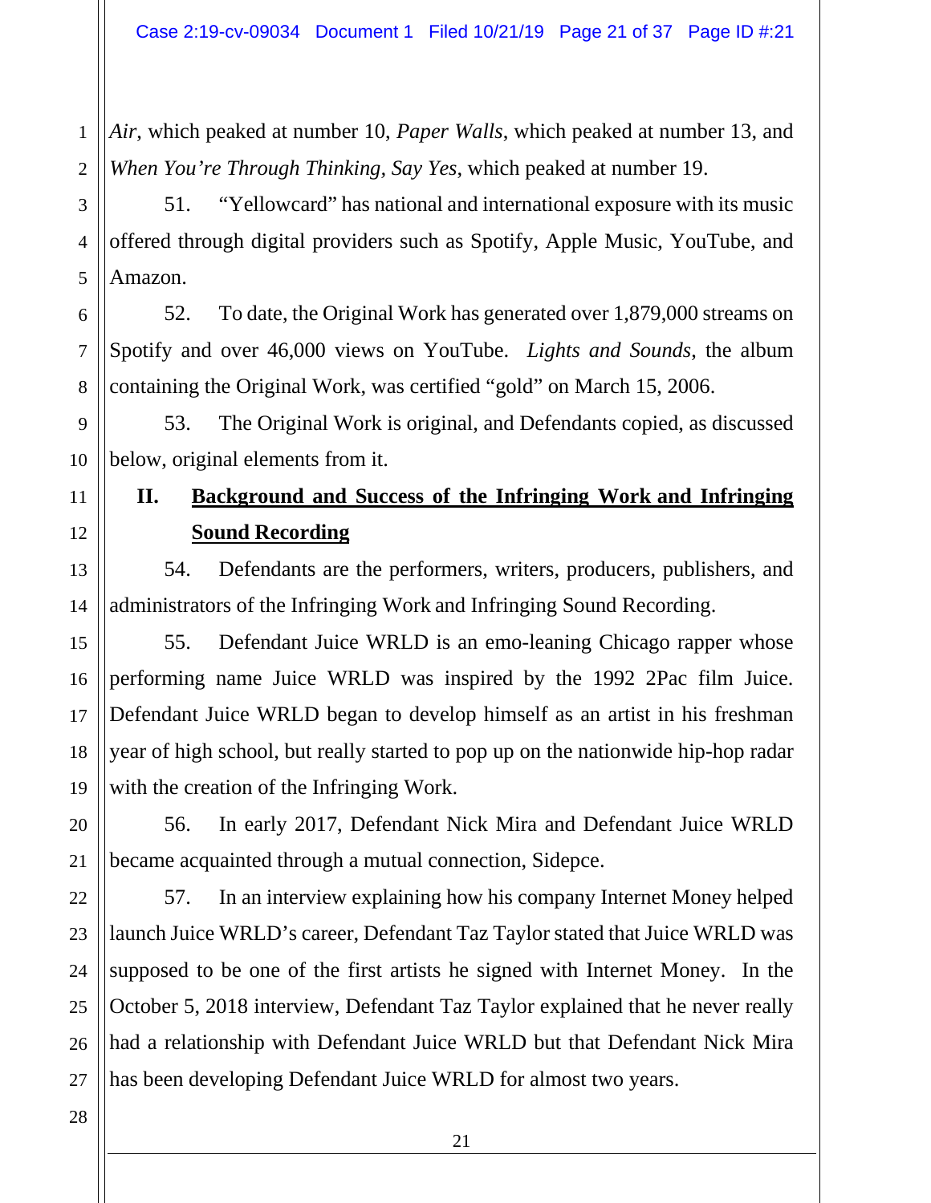*Air*, which peaked at number 10, *Paper Walls*, which peaked at number 13, and *When You're Through Thinking, Say Yes*, which peaked at number 19.

51. "Yellowcard" has national and international exposure with its music offered through digital providers such as Spotify, Apple Music, YouTube, and Amazon.

52. To date, the Original Work has generated over 1,879,000 streams on Spotify and over 46,000 views on YouTube. *Lights and Sounds*, the album containing the Original Work, was certified "gold" on March 15, 2006.

53. The Original Work is original, and Defendants copied, as discussed below, original elements from it.

## II. **Background and Success of the Infringing Work and Infringing Sound Recording**

54. Defendants are the performers, writers, producers, publishers, and administrators of the Infringing Work and Infringing Sound Recording.

55. Defendant Juice WRLD is an emo-leaning Chicago rapper whose performing name Juice WRLD was inspired by the 1992 2Pac film Juice. Defendant Juice WRLD began to develop himself as an artist in his freshman year of high school, but really started to pop up on the nationwide hip-hop radar with the creation of the Infringing Work.

56. In early 2017, Defendant Nick Mira and Defendant Juice WRLD became acquainted through a mutual connection, Sidepce.

57. In an interview explaining how his company Internet Money helped launch Juice WRLD's career, Defendant Taz Taylor stated that Juice WRLD was supposed to be one of the first artists he signed with Internet Money. In the October 5, 2018 interview, Defendant Taz Taylor explained that he never really had a relationship with Defendant Juice WRLD but that Defendant Nick Mira has been developing Defendant Juice WRLD for almost two years.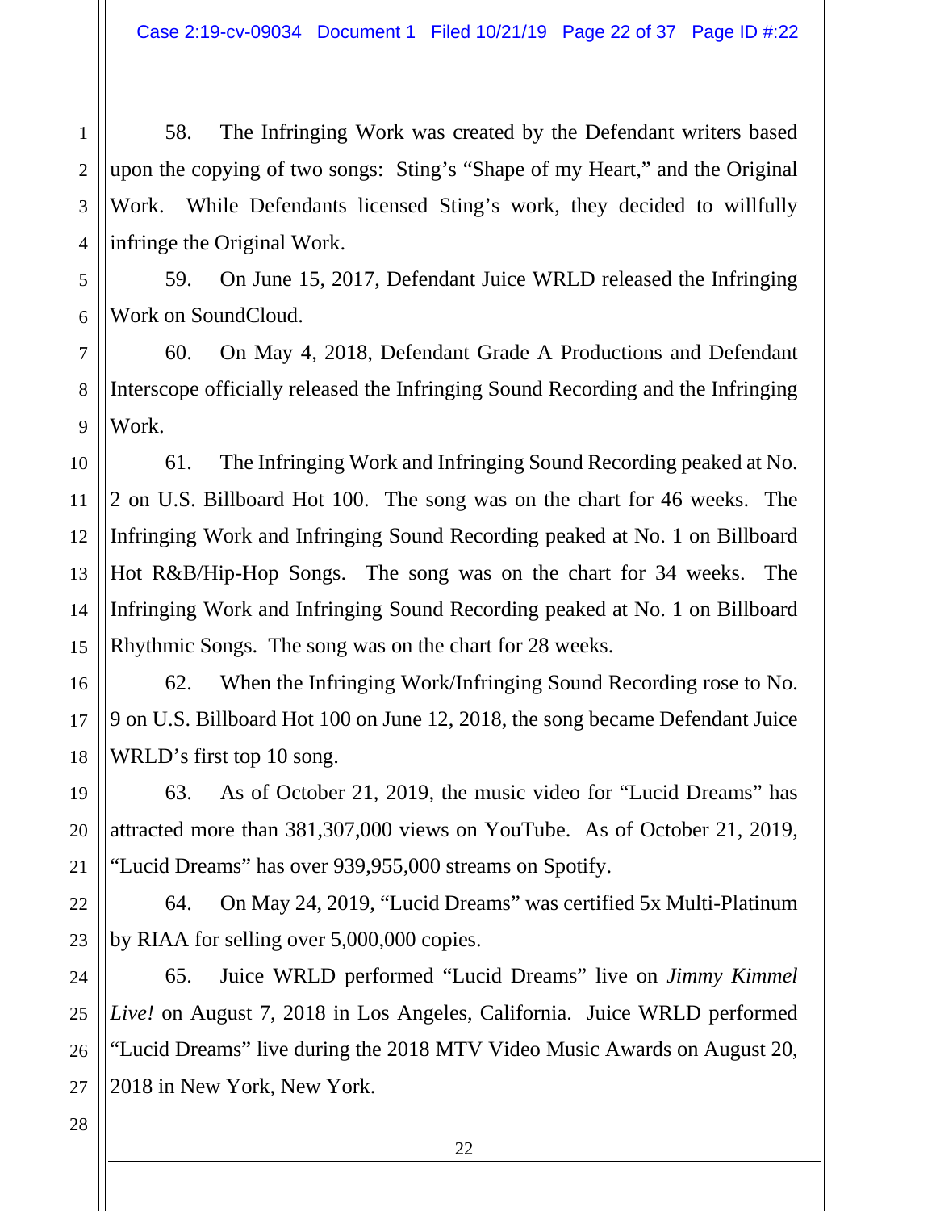58. The Infringing Work was created by the Defendant writers based upon the copying of two songs: Sting's "Shape of my Heart," and the Original Work. While Defendants licensed Sting's work, they decided to willfully infringe the Original Work.

59. On June 15, 2017, Defendant Juice WRLD released the Infringing Work on SoundCloud.

60. On May 4, 2018, Defendant Grade A Productions and Defendant Interscope officially released the Infringing Sound Recording and the Infringing Work.

61. The Infringing Work and Infringing Sound Recording peaked at No. 2 on U.S. Billboard Hot 100. The song was on the chart for 46 weeks. The Infringing Work and Infringing Sound Recording peaked at No. 1 on Billboard Hot R&B/Hip-Hop Songs. The song was on the chart for 34 weeks. The Infringing Work and Infringing Sound Recording peaked at No. 1 on Billboard Rhythmic Songs. The song was on the chart for 28 weeks.

62. When the Infringing Work/Infringing Sound Recording rose to No. 9 on U.S. Billboard Hot 100 on June 12, 2018, the song became Defendant Juice WRLD's first top 10 song.

63. As of October 21, 2019, the music video for "Lucid Dreams" has attracted more than 381,307,000 views on YouTube. As of October 21, 2019, "Lucid Dreams" has over 939,955,000 streams on Spotify.

64. On May 24, 2019, "Lucid Dreams" was certified 5x Multi-Platinum by RIAA for selling over 5,000,000 copies.

65. Juice WRLD performed "Lucid Dreams" live on *Jimmy Kimmel Live!* on August 7, 2018 in Los Angeles, California. Juice WRLD performed "Lucid Dreams" live during the 2018 MTV Video Music Awards on August 20, 2018 in New York, New York.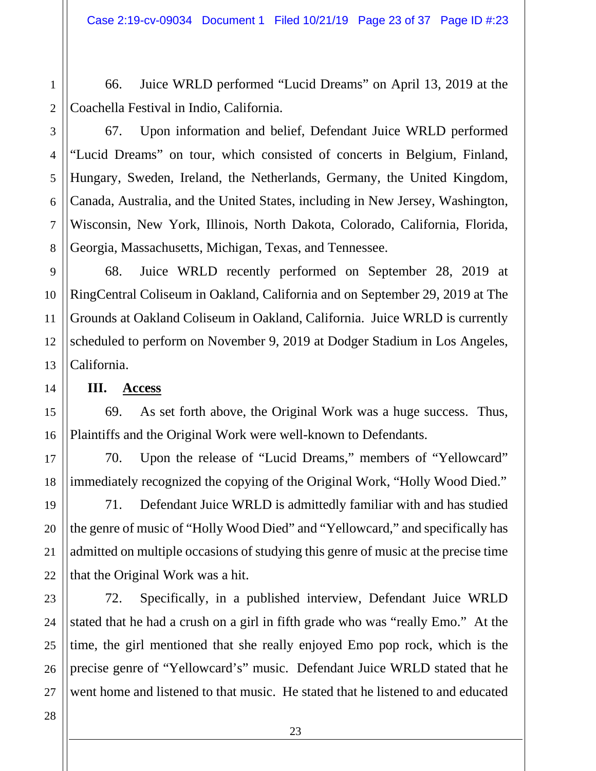66. Juice WRLD performed "Lucid Dreams" on April 13, 2019 at the Coachella Festival in Indio, California.

67. Upon information and belief, Defendant Juice WRLD performed "Lucid Dreams" on tour, which consisted of concerts in Belgium, Finland, Hungary, Sweden, Ireland, the Netherlands, Germany, the United Kingdom, Canada, Australia, and the United States, including in New Jersey, Washington, Wisconsin, New York, Illinois, North Dakota, Colorado, California, Florida, Georgia, Massachusetts, Michigan, Texas, and Tennessee.

68. Juice WRLD recently performed on September 28, 2019 at RingCentral Coliseum in Oakland, California and on September 29, 2019 at The Grounds at Oakland Coliseum in Oakland, California. Juice WRLD is currently scheduled to perform on November 9, 2019 at Dodger Stadium in Los Angeles, California.

## III. Access

69. As set forth above, the Original Work was a huge success. Thus, Plaintiffs and the Original Work were well-known to Defendants.

70. Upon the release of "Lucid Dreams," members of "Yellowcard" immediately recognized the copying of the Original Work, "Holly Wood Died."

71. Defendant Juice WRLD is admittedly familiar with and has studied the genre of music of "Holly Wood Died" and "Yellowcard," and specifically has admitted on multiple occasions of studying this genre of music at the precise time that the Original Work was a hit.

72. Specifically, in a published interview, Defendant Juice WRLD stated that he had a crush on a girl in fifth grade who was "really Emo." At the time, the girl mentioned that she really enjoyed Emo pop rock, which is the precise genre of "Yellowcard's" music. Defendant Juice WRLD stated that he went home and listened to that music. He stated that he listened to and educated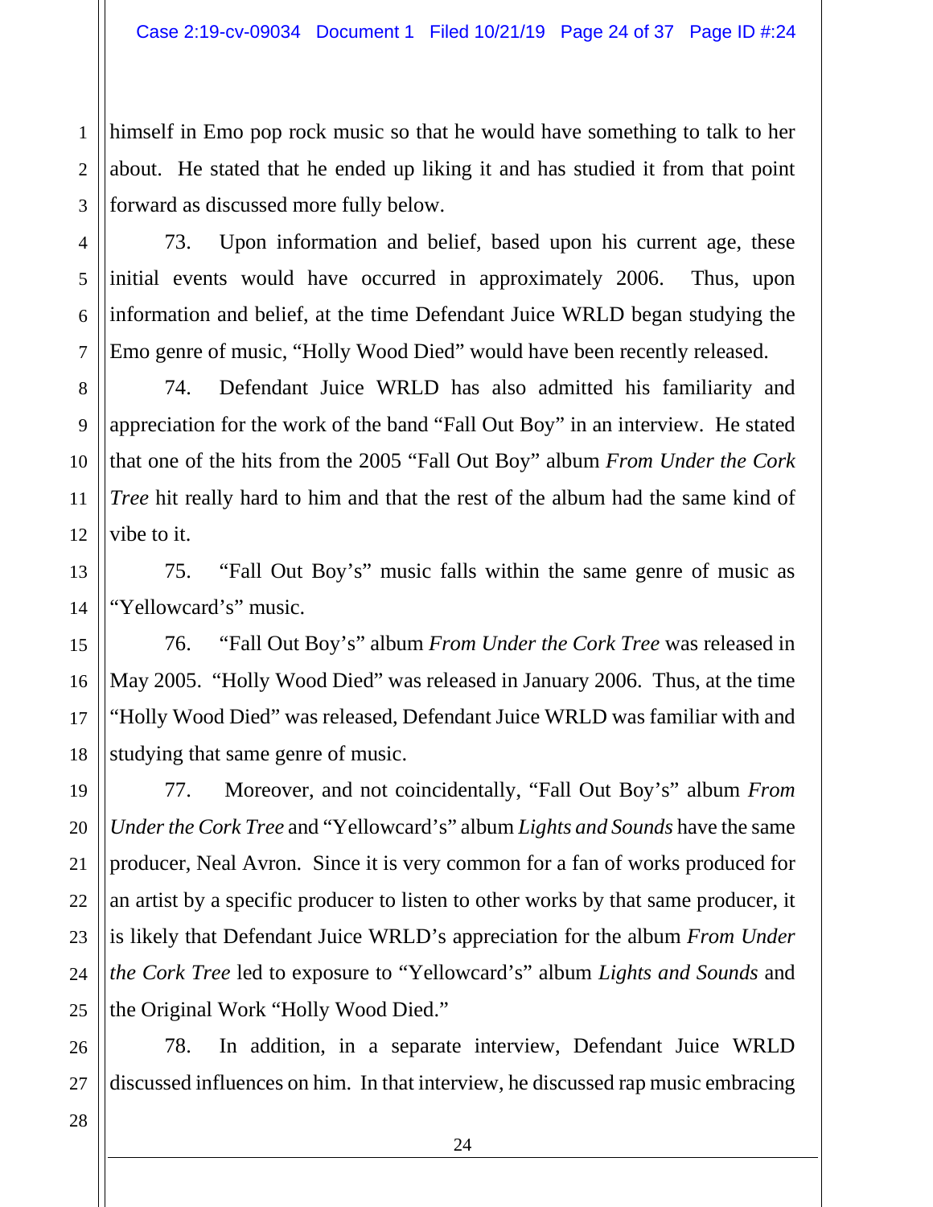himself in Emo pop rock music so that he would have something to talk to her about. He stated that he ended up liking it and has studied it from that point forward as discussed more fully below.

73. Upon information and belief, based upon his current age, these initial events would have occurred in approximately 2006. Thus, upon information and belief, at the time Defendant Juice WRLD began studying the Emo genre of music, "Holly Wood Died" would have been recently released.

74. Defendant Juice WRLD has also admitted his familiarity and appreciation for the work of the band "Fall Out Boy" in an interview. He stated that one of the hits from the 2005 "Fall Out Boy" album *From Under the Cork Tree* hit really hard to him and that the rest of the album had the same kind of vibe to it.

75. "Fall Out Boy's" music falls within the same genre of music as "Yellowcard's" music.

76. "Fall Out Boy's" album *From Under the Cork Tree* was released in May 2005. "Holly Wood Died" was released in January 2006. Thus, at the time "Holly Wood Died" was released, Defendant Juice WRLD was familiar with and studying that same genre of music.

77. Moreover, and not coincidentally, "Fall Out Boy's" album *From Under the Cork Tree* and "Yellowcard's" album *Lights and Sounds* have the same producer, Neal Avron. Since it is very common for a fan of works produced for an artist by a specific producer to listen to other works by that same producer, it is likely that Defendant Juice WRLD's appreciation for the album *From Under the Cork Tree* led to exposure to "Yellowcard's" album *Lights and Sounds* and the Original Work "Holly Wood Died."

78. In addition, in a separate interview, Defendant Juice WRLD discussed influences on him. In that interview, he discussed rap music embracing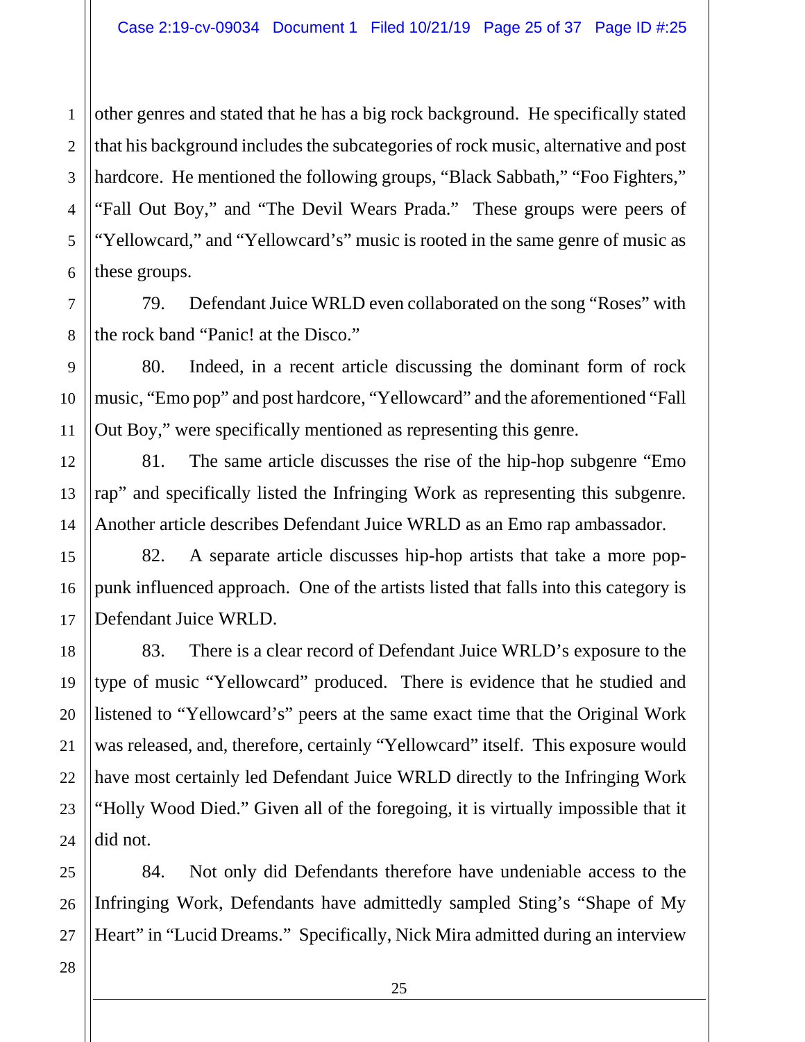other genres and stated that he has a big rock background. He specifically stated that his background includes the subcategories of rock music, alternative and post hardcore. He mentioned the following groups, "Black Sabbath," "Foo Fighters," "Fall Out Boy," and "The Devil Wears Prada." These groups were peers of "Yellowcard," and "Yellowcard's" music is rooted in the same genre of music as these groups.

79. Defendant Juice WRLD even collaborated on the song "Roses" with the rock band "Panic! at the Disco."

80. Indeed, in a recent article discussing the dominant form of rock music, "Emo pop" and post hardcore, "Yellowcard" and the aforementioned "Fall Out Boy," were specifically mentioned as representing this genre.

81. The same article discusses the rise of the hip-hop subgenre "Emo rap" and specifically listed the Infringing Work as representing this subgenre. Another article describes Defendant Juice WRLD as an Emo rap ambassador.

82. A separate article discusses hip-hop artists that take a more pop-punk influenced approach. One of the artists listed that falls into this category is Defendant Juice WRLD.

83. There is a clear record of Defendant Juice WRLD's exposure to the type of music "Yellowcard" produced. There is evidence that he studied and listened to "Yellowcard's" peers at the same exact time that the Original Work was released, and, therefore, certainly "Yellowcard" itself. This exposure would have most certainly led Defendant Juice WRLD directly to the Infringing Work "Holly Wood Died." Given all of the foregoing, it is virtually impossible that it did not.

84. Not only did Defendants therefore have undeniable access to the Infringing Work, Defendants have admittedly sampled Sting's "Shape of My Heart" in "Lucid Dreams." Specifically, Nick Mira admitted during an interview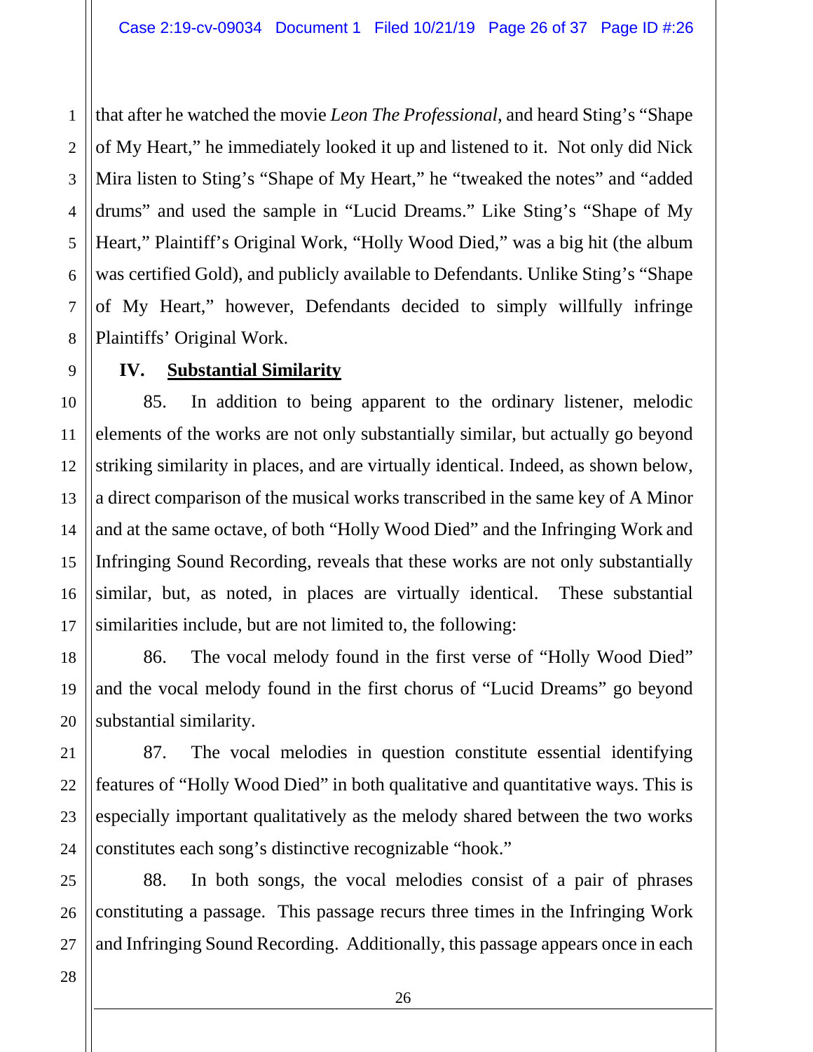that after he watched the movie *Leon The Professional*, and heard Sting's "Shape of My Heart," he immediately looked it up and listened to it. Not only did Nick Mira listen to Sting's "Shape of My Heart," he "tweaked the notes" and "added drums" and used the sample in "Lucid Dreams." Like Sting's "Shape of My Heart," Plaintiff's Original Work, "Holly Wood Died," was a big hit (the album was certified Gold), and publicly available to Defendants. Unlike Sting's "Shape of My Heart," however, Defendants decided to simply willfully infringe Plaintiffs' Original Work.

## IV. <u>Substantial Similarity</u>

85. In addition to being apparent to the ordinary listener, melodic elements of the works are not only substantially similar, but actually go beyond striking similarity in places, and are virtually identical. Indeed, as shown below, a direct comparison of the musical works transcribed in the same key of A Minor and at the same octave, of both "Holly Wood Died" and the Infringing Work and Infringing Sound Recording, reveals that these works are not only substantially similar, but, as noted, in places are virtually identical. These substantial similarities include, but are not limited to, the following:

86. The vocal melody found in the first verse of "Holly Wood Died" and the vocal melody found in the first chorus of "Lucid Dreams" go beyond substantial similarity.

87. The vocal melodies in question constitute essential identifying features of "Holly Wood Died" in both qualitative and quantitative ways. This is especially important qualitatively as the melody shared between the two works constitutes each song's distinctive recognizable "hook."

88. In both songs, the vocal melodies consist of a pair of phrases constituting a passage. This passage recurs three times in the Infringing Work and Infringing Sound Recording. Additionally, this passage appears once in each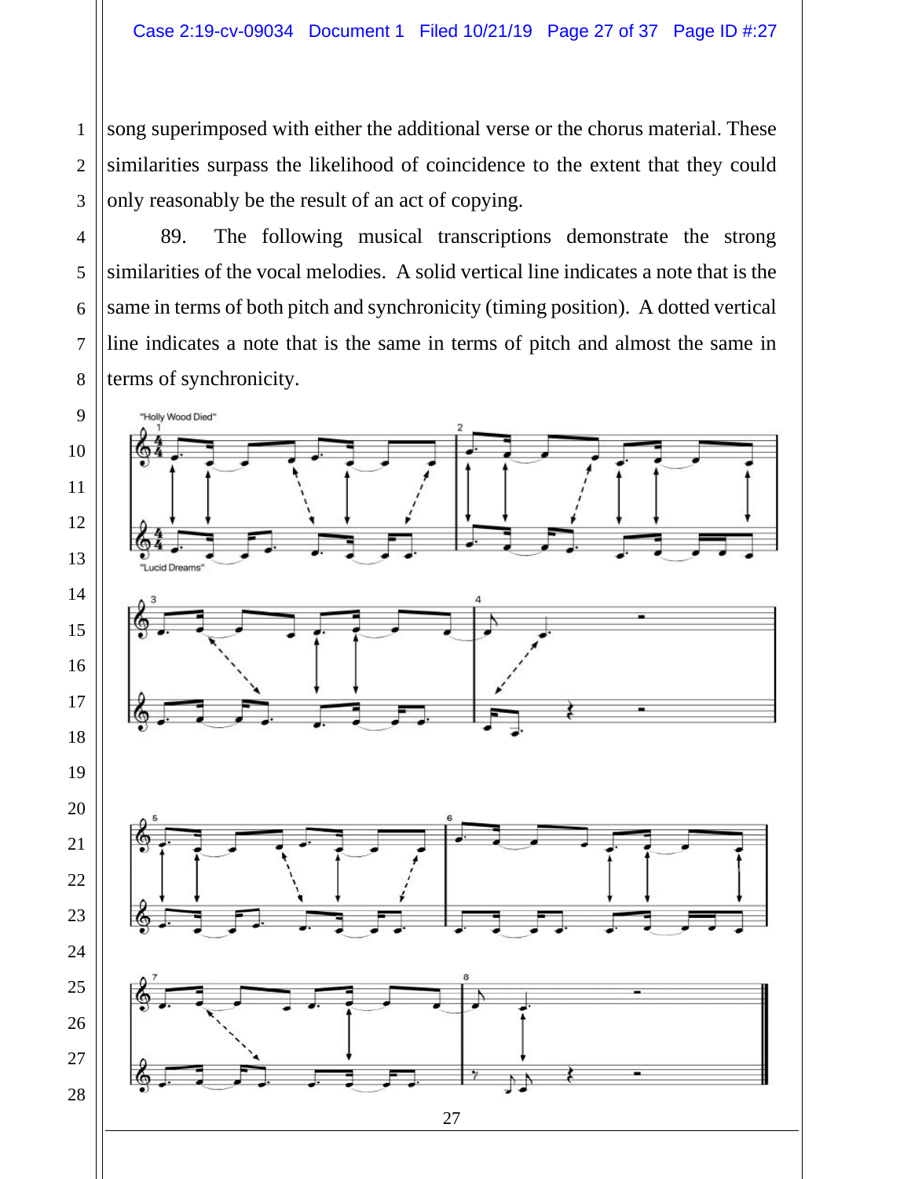song superimposed with either the additional verse or the chorus material. These similarities surpass the likelihood of coincidence to the extent that they could only reasonably be the result of an act of copying.

89. The following musical transcriptions demonstrate the strong similarities of the vocal melodies. A solid vertical line indicates a note that is the same in terms of both pitch and synchronicity (timing position). A dotted vertical line indicates a note that is the same in terms of pitch and almost the same in terms of synchronicity.

"Holly Wood Died"

"Lucid Dreams"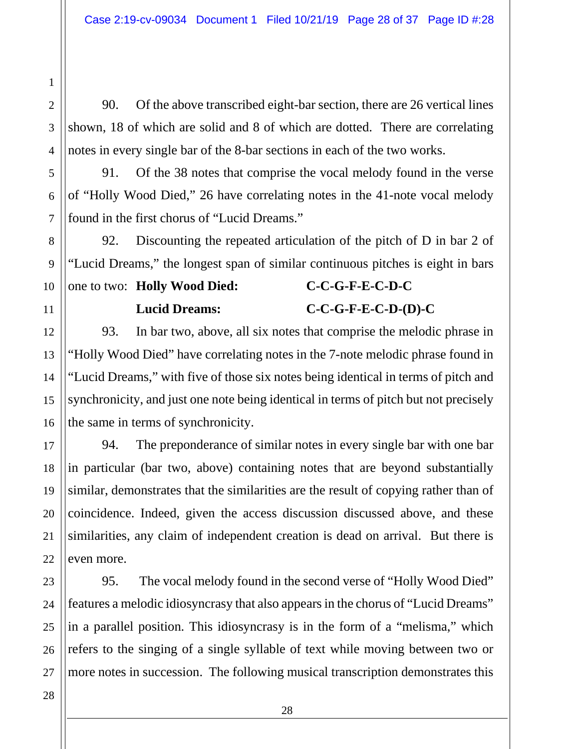90. Of the above transcribed eight-bar section, there are 26 vertical lines shown, 18 of which are solid and 8 of which are dotted. There are correlating notes in every single bar of the 8-bar sections in each of the two works.

91. Of the 38 notes that comprise the vocal melody found in the verse of "Holly Wood Died," 26 have correlating notes in the 41-note vocal melody found in the first chorus of "Lucid Dreams."

92. Discounting the repeated articulation of the pitch of D in bar 2 of "Lucid Dreams," the longest span of similar continuous pitches is eight in bars one to two:

**Holly Wood Died:** **C-C-G-F-E-C-D-C**

**Lucid Dreams:** **C-C-G-F-E-C-D-(D)-C**

93. In bar two, above, all six notes that comprise the melodic phrase in "Holly Wood Died" have correlating notes in the 7-note melodic phrase found in "Lucid Dreams," with five of those six notes being identical in terms of pitch and synchronicity, and just one note being identical in terms of pitch but not precisely the same in terms of synchronicity.

94. The preponderance of similar notes in every single bar with one bar in particular (bar two, above) containing notes that are beyond substantially similar, demonstrates that the similarities are the result of copying rather than of coincidence. Indeed, given the access discussion discussed above, and these similarities, any claim of independent creation is dead on arrival. But there is even more.

95. The vocal melody found in the second verse of "Holly Wood Died" features a melodic idiosyncrasy that also appears in the chorus of "Lucid Dreams" in a parallel position. This idiosyncrasy is in the form of a "melisma," which refers to the singing of a single syllable of text while moving between two or more notes in succession. The following musical transcription demonstrates this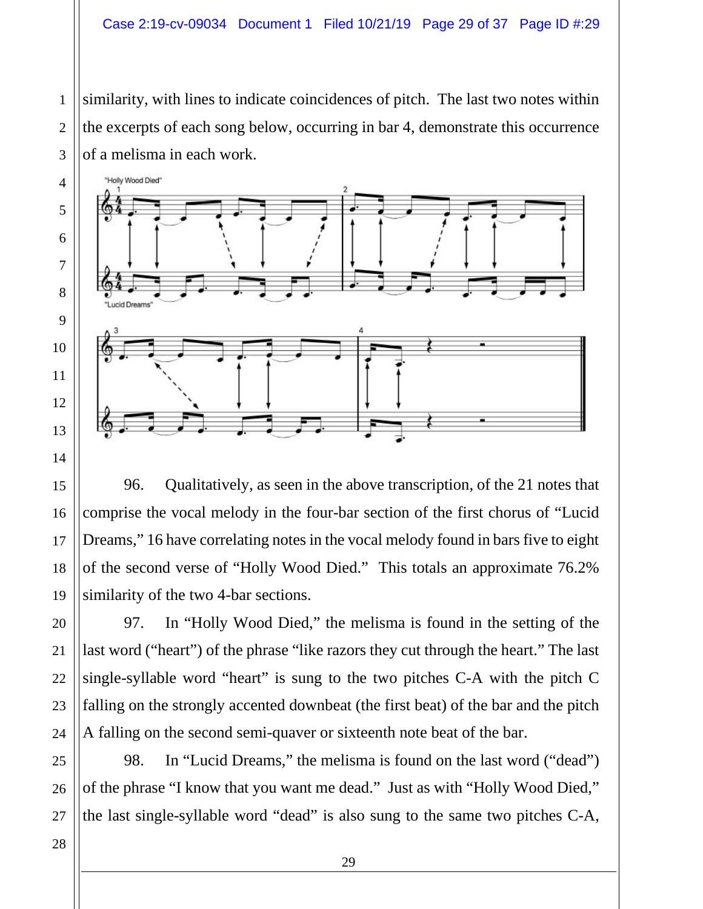similarity, with lines to indicate coincidences of pitch. The last two notes within the excerpts of each song below, occurring in bar 4, demonstrate this occurrence of a melisma in each work.

96. Qualitatively, as seen in the above transcription, of the 21 notes that comprise the vocal melody in the four-bar section of the first chorus of "Lucid Dreams," 16 have correlating notes in the vocal melody found in bars five to eight of the second verse of "Holly Wood Died." This totals an approximate 76.2% similarity of the two 4-bar sections.

97. In "Holly Wood Died," the melisma is found in the setting of the last word ("heart") of the phrase "like razors they cut through the heart." The last single-syllable word "heart" is sung to the two pitches C-A with the pitch C falling on the strongly accented downbeat (the first beat) of the bar and the pitch A falling on the second semi-quaver or sixteenth note beat of the bar.

98. In "Lucid Dreams," the melisma is found on the last word ("dead") of the phrase "I know that you want me dead." Just as with "Holly Wood Died," the last single-syllable word "dead" is also sung to the same two pitches C-A,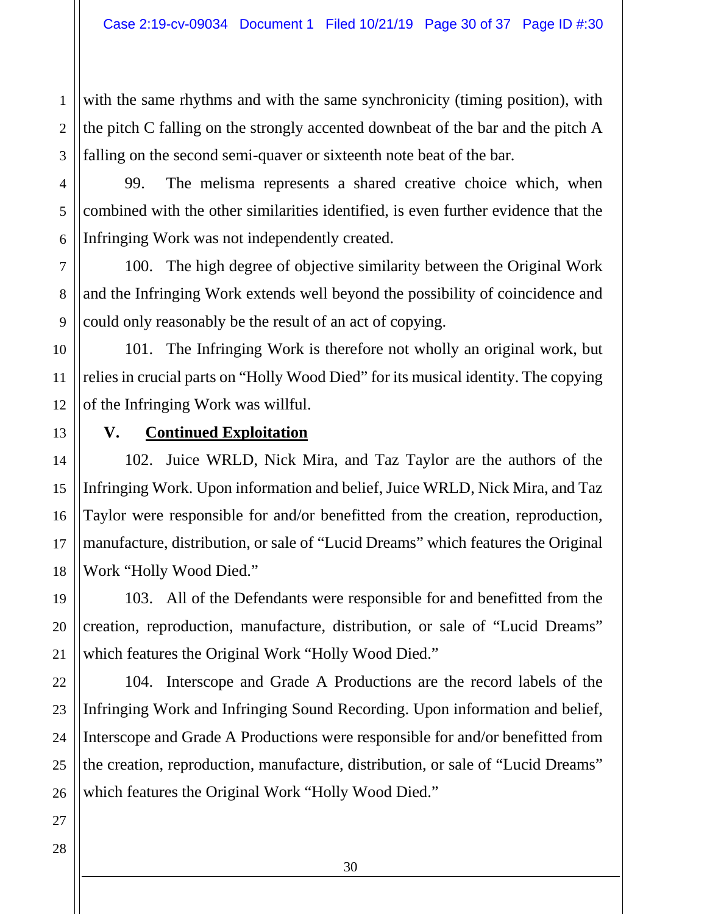with the same rhythms and with the same synchronicity (timing position), with the pitch C falling on the strongly accented downbeat of the bar and the pitch A falling on the second semi-quaver or sixteenth note beat of the bar.

99. The melisma represents a shared creative choice which, when combined with the other similarities identified, is even further evidence that the Infringing Work was not independently created.

100. The high degree of objective similarity between the Original Work and the Infringing Work extends well beyond the possibility of coincidence and could only reasonably be the result of an act of copying.

101. The Infringing Work is therefore not wholly an original work, but relies in crucial parts on "Holly Wood Died" for its musical identity. The copying of the Infringing Work was willful.

## V. <u>Continued Exploitation</u>

102. Juice WRLD, Nick Mira, and Taz Taylor are the authors of the Infringing Work. Upon information and belief, Juice WRLD, Nick Mira, and Taz Taylor were responsible for and/or benefitted from the creation, reproduction, manufacture, distribution, or sale of "Lucid Dreams" which features the Original Work "Holly Wood Died."

103. All of the Defendants were responsible for and benefitted from the creation, reproduction, manufacture, distribution, or sale of "Lucid Dreams" which features the Original Work "Holly Wood Died."

104. Interscope and Grade A Productions are the record labels of the Infringing Work and Infringing Sound Recording. Upon information and belief, Interscope and Grade A Productions were responsible for and/or benefitted from the creation, reproduction, manufacture, distribution, or sale of "Lucid Dreams" which features the Original Work "Holly Wood Died."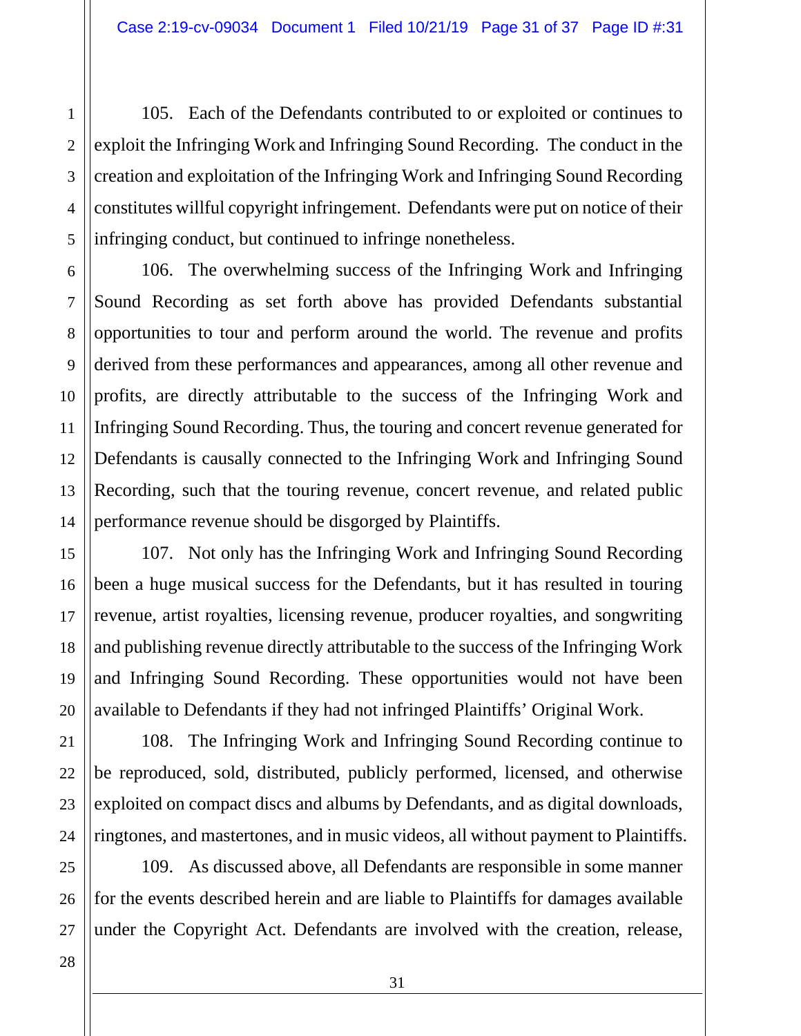105. Each of the Defendants contributed to or exploited or continues to exploit the Infringing Work and Infringing Sound Recording. The conduct in the creation and exploitation of the Infringing Work and Infringing Sound Recording constitutes willful copyright infringement. Defendants were put on notice of their infringing conduct, but continued to infringe nonetheless.

106. The overwhelming success of the Infringing Work and Infringing Sound Recording as set forth above has provided Defendants substantial opportunities to tour and perform around the world. The revenue and profits derived from these performances and appearances, among all other revenue and profits, are directly attributable to the success of the Infringing Work and Infringing Sound Recording. Thus, the touring and concert revenue generated for Defendants is causally connected to the Infringing Work and Infringing Sound Recording, such that the touring revenue, concert revenue, and related public performance revenue should be disgorged by Plaintiffs.

107. Not only has the Infringing Work and Infringing Sound Recording been a huge musical success for the Defendants, but it has resulted in touring revenue, artist royalties, licensing revenue, producer royalties, and songwriting and publishing revenue directly attributable to the success of the Infringing Work and Infringing Sound Recording. These opportunities would not have been available to Defendants if they had not infringed Plaintiffs' Original Work.

108. The Infringing Work and Infringing Sound Recording continue to be reproduced, sold, distributed, publicly performed, licensed, and otherwise exploited on compact discs and albums by Defendants, and as digital downloads, ringtones, and mastertones, and in music videos, all without payment to Plaintiffs.

109. As discussed above, all Defendants are responsible in some manner for the events described herein and are liable to Plaintiffs for damages available under the Copyright Act. Defendants are involved with the creation, release,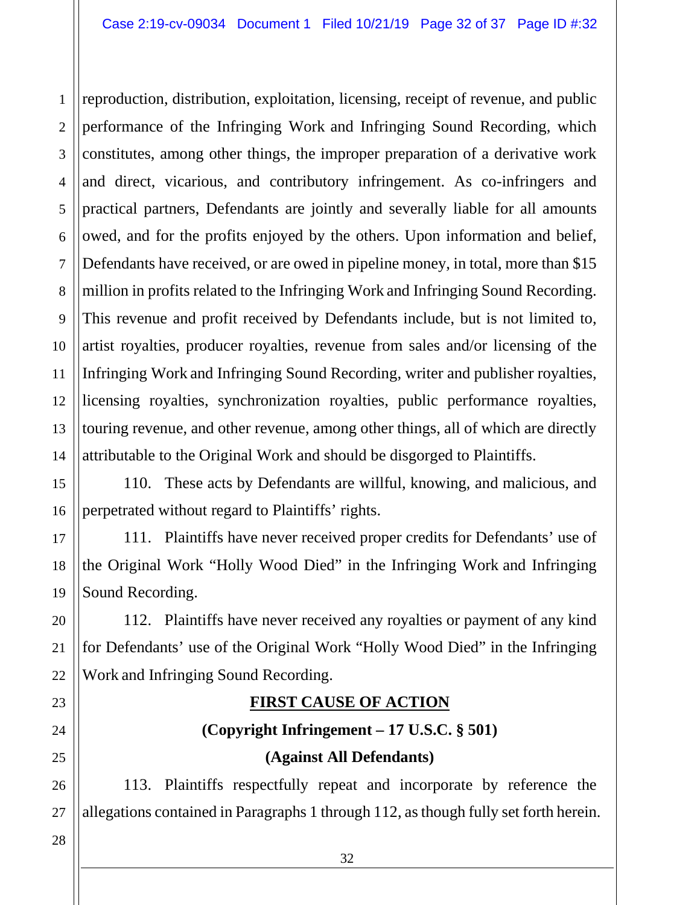reproduction, distribution, exploitation, licensing, receipt of revenue, and public performance of the Infringing Work and Infringing Sound Recording, which constitutes, among other things, the improper preparation of a derivative work and direct, vicarious, and contributory infringement. As co-infringers and practical partners, Defendants are jointly and severally liable for all amounts owed, and for the profits enjoyed by the others. Upon information and belief, Defendants have received, or are owed in pipeline money, in total, more than $15 million in profits related to the Infringing Work and Infringing Sound Recording. This revenue and profit received by Defendants include, but is not limited to, artist royalties, producer royalties, revenue from sales and/or licensing of the Infringing Work and Infringing Sound Recording, writer and publisher royalties, licensing royalties, synchronization royalties, public performance royalties, touring revenue, and other revenue, among other things, all of which are directly attributable to the Original Work and should be disgorged to Plaintiffs.

110. These acts by Defendants are willful, knowing, and malicious, and perpetrated without regard to Plaintiffs' rights.

111. Plaintiffs have never received proper credits for Defendants' use of the Original Work "Holly Wood Died" in the Infringing Work and Infringing Sound Recording.

112. Plaintiffs have never received any royalties or payment of any kind for Defendants' use of the Original Work "Holly Wood Died" in the Infringing Work and Infringing Sound Recording.

## FIRST CAUSE OF ACTION

**(Copyright Infringement – 17 U.S.C. § 501)**

**(Against All Defendants)**

113. Plaintiffs respectfully repeat and incorporate by reference the allegations contained in Paragraphs 1 through 112, as though fully set forth herein.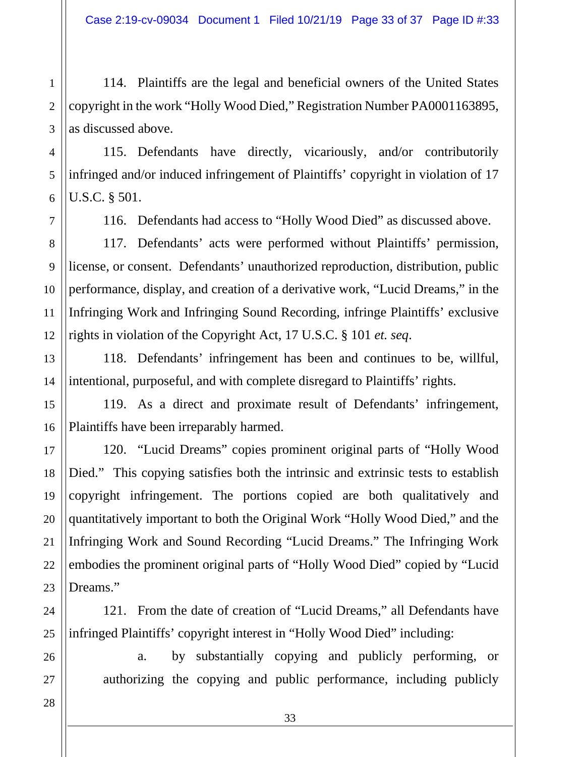114. Plaintiffs are the legal and beneficial owners of the United States copyright in the work "Holly Wood Died," Registration Number PA0001163895, as discussed above.

115. Defendants have directly, vicariously, and/or contributorily infringed and/or induced infringement of Plaintiffs' copyright in violation of 17 U.S.C. § 501.

116. Defendants had access to "Holly Wood Died" as discussed above.

117. Defendants' acts were performed without Plaintiffs' permission, license, or consent. Defendants' unauthorized reproduction, distribution, public performance, display, and creation of a derivative work, "Lucid Dreams," in the Infringing Work and Infringing Sound Recording, infringe Plaintiffs' exclusive rights in violation of the Copyright Act, 17 U.S.C. § 101 *et. seq*.

118. Defendants' infringement has been and continues to be, willful, intentional, purposeful, and with complete disregard to Plaintiffs' rights.

119. As a direct and proximate result of Defendants' infringement, Plaintiffs have been irreparably harmed.

120. "Lucid Dreams" copies prominent original parts of "Holly Wood Died." This copying satisfies both the intrinsic and extrinsic tests to establish copyright infringement. The portions copied are both qualitatively and quantitatively important to both the Original Work "Holly Wood Died," and the Infringing Work and Sound Recording "Lucid Dreams." The Infringing Work embodies the prominent original parts of "Holly Wood Died" copied by "Lucid Dreams."

121. From the date of creation of "Lucid Dreams," all Defendants have infringed Plaintiffs' copyright interest in "Holly Wood Died" including:

a. by substantially copying and publicly performing, or authorizing the copying and public performance, including publicly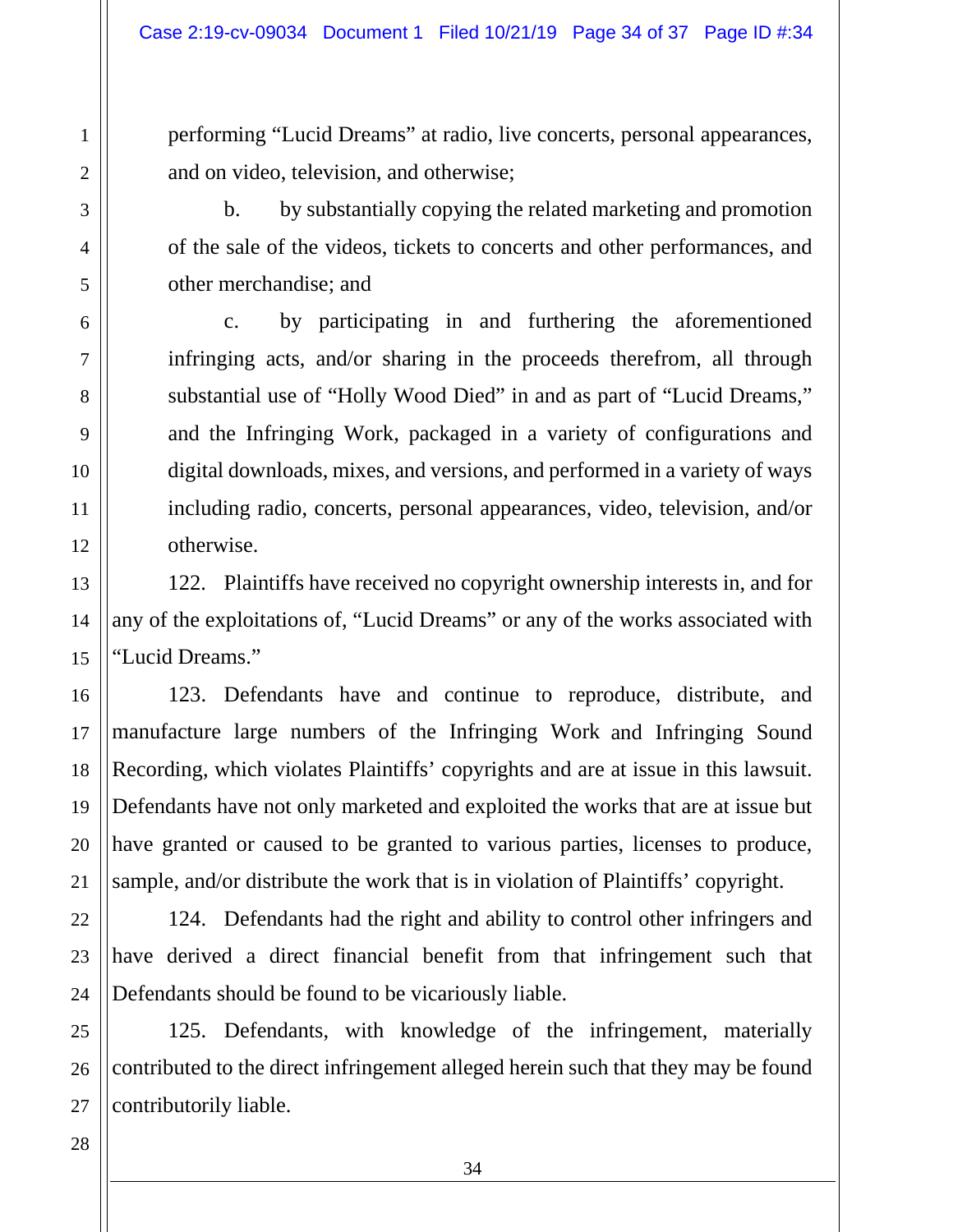performing "Lucid Dreams" at radio, live concerts, personal appearances, and on video, television, and otherwise;

b. by substantially copying the related marketing and promotion of the sale of the videos, tickets to concerts and other performances, and other merchandise; and

c. by participating in and furthering the aforementioned infringing acts, and/or sharing in the proceeds therefrom, all through substantial use of "Holly Wood Died" in and as part of "Lucid Dreams," and the Infringing Work, packaged in a variety of configurations and digital downloads, mixes, and versions, and performed in a variety of ways including radio, concerts, personal appearances, video, television, and/or otherwise.

122. Plaintiffs have received no copyright ownership interests in, and for any of the exploitations of, "Lucid Dreams" or any of the works associated with "Lucid Dreams."

123. Defendants have and continue to reproduce, distribute, and manufacture large numbers of the Infringing Work and Infringing Sound Recording, which violates Plaintiffs' copyrights and are at issue in this lawsuit. Defendants have not only marketed and exploited the works that are at issue but have granted or caused to be granted to various parties, licenses to produce, sample, and/or distribute the work that is in violation of Plaintiffs' copyright.

124. Defendants had the right and ability to control other infringers and have derived a direct financial benefit from that infringement such that Defendants should be found to be vicariously liable.

125. Defendants, with knowledge of the infringement, materially contributed to the direct infringement alleged herein such that they may be found contributorily liable.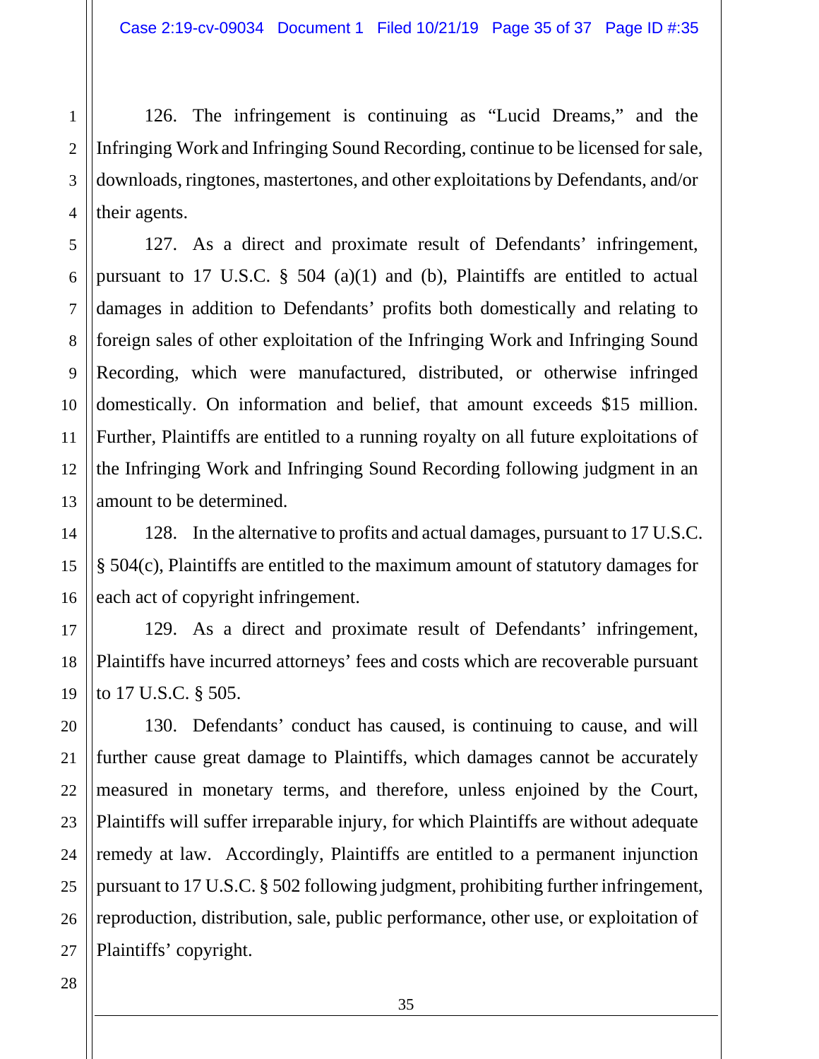126. The infringement is continuing as "Lucid Dreams," and the Infringing Work and Infringing Sound Recording, continue to be licensed for sale, downloads, ringtones, mastertones, and other exploitations by Defendants, and/or their agents.

127. As a direct and proximate result of Defendants' infringement, pursuant to 17 U.S.C. § 504 (a)(1) and (b), Plaintiffs are entitled to actual damages in addition to Defendants' profits both domestically and relating to foreign sales of other exploitation of the Infringing Work and Infringing Sound Recording, which were manufactured, distributed, or otherwise infringed domestically. On information and belief, that amount exceeds $15 million. Further, Plaintiffs are entitled to a running royalty on all future exploitations of the Infringing Work and Infringing Sound Recording following judgment in an amount to be determined.

128. In the alternative to profits and actual damages, pursuant to 17 U.S.C. § 504(c), Plaintiffs are entitled to the maximum amount of statutory damages for each act of copyright infringement.

129. As a direct and proximate result of Defendants' infringement, Plaintiffs have incurred attorneys' fees and costs which are recoverable pursuant to 17 U.S.C. § 505.

130. Defendants' conduct has caused, is continuing to cause, and will further cause great damage to Plaintiffs, which damages cannot be accurately measured in monetary terms, and therefore, unless enjoined by the Court, Plaintiffs will suffer irreparable injury, for which Plaintiffs are without adequate remedy at law. Accordingly, Plaintiffs are entitled to a permanent injunction pursuant to 17 U.S.C. § 502 following judgment, prohibiting further infringement, reproduction, distribution, sale, public performance, other use, or exploitation of Plaintiffs' copyright.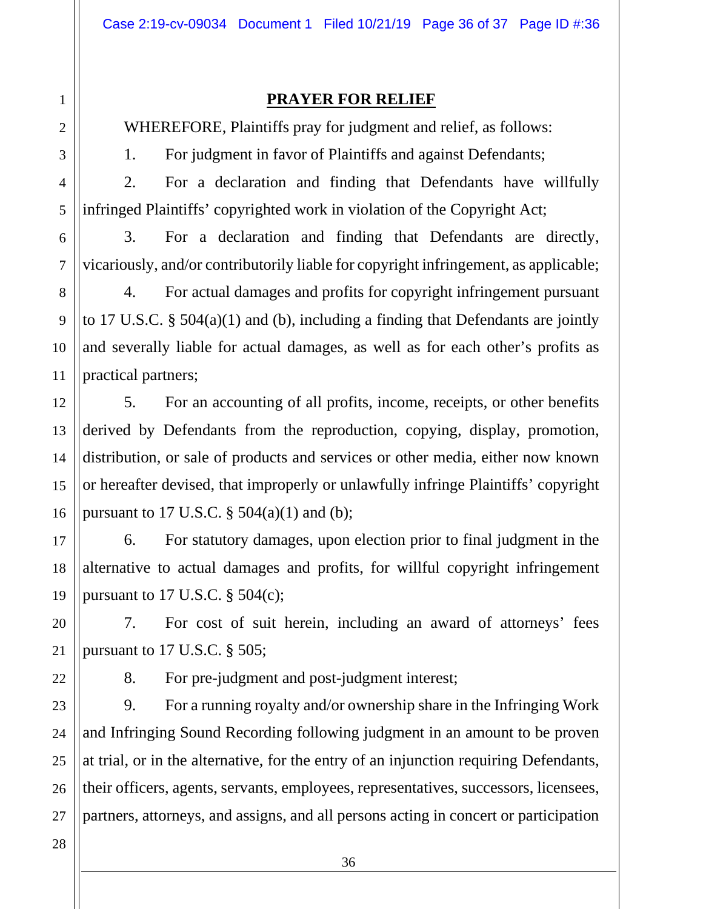## PRAYER FOR RELIEF

WHEREFORE, Plaintiffs pray for judgment and relief, as follows:

1. For judgment in favor of Plaintiffs and against Defendants;

2. For a declaration and finding that Defendants have willfully infringed Plaintiffs' copyrighted work in violation of the Copyright Act;

3. For a declaration and finding that Defendants are directly, vicariously, and/or contributorily liable for copyright infringement, as applicable;

4. For actual damages and profits for copyright infringement pursuant to 17 U.S.C. § 504(a)(1) and (b), including a finding that Defendants are jointly and severally liable for actual damages, as well as for each other's profits as practical partners;

5. For an accounting of all profits, income, receipts, or other benefits derived by Defendants from the reproduction, copying, display, promotion, distribution, or sale of products and services or other media, either now known or hereafter devised, that improperly or unlawfully infringe Plaintiffs' copyright pursuant to 17 U.S.C. § 504(a)(1) and (b);

6. For statutory damages, upon election prior to final judgment in the alternative to actual damages and profits, for willful copyright infringement pursuant to 17 U.S.C. § 504(c);

7. For cost of suit herein, including an award of attorneys' fees pursuant to 17 U.S.C. § 505;

8. For pre-judgment and post-judgment interest;

9. For a running royalty and/or ownership share in the Infringing Work and Infringing Sound Recording following judgment in an amount to be proven at trial, or in the alternative, for the entry of an injunction requiring Defendants, their officers, agents, servants, employees, representatives, successors, licensees, partners, attorneys, and assigns, and all persons acting in concert or participation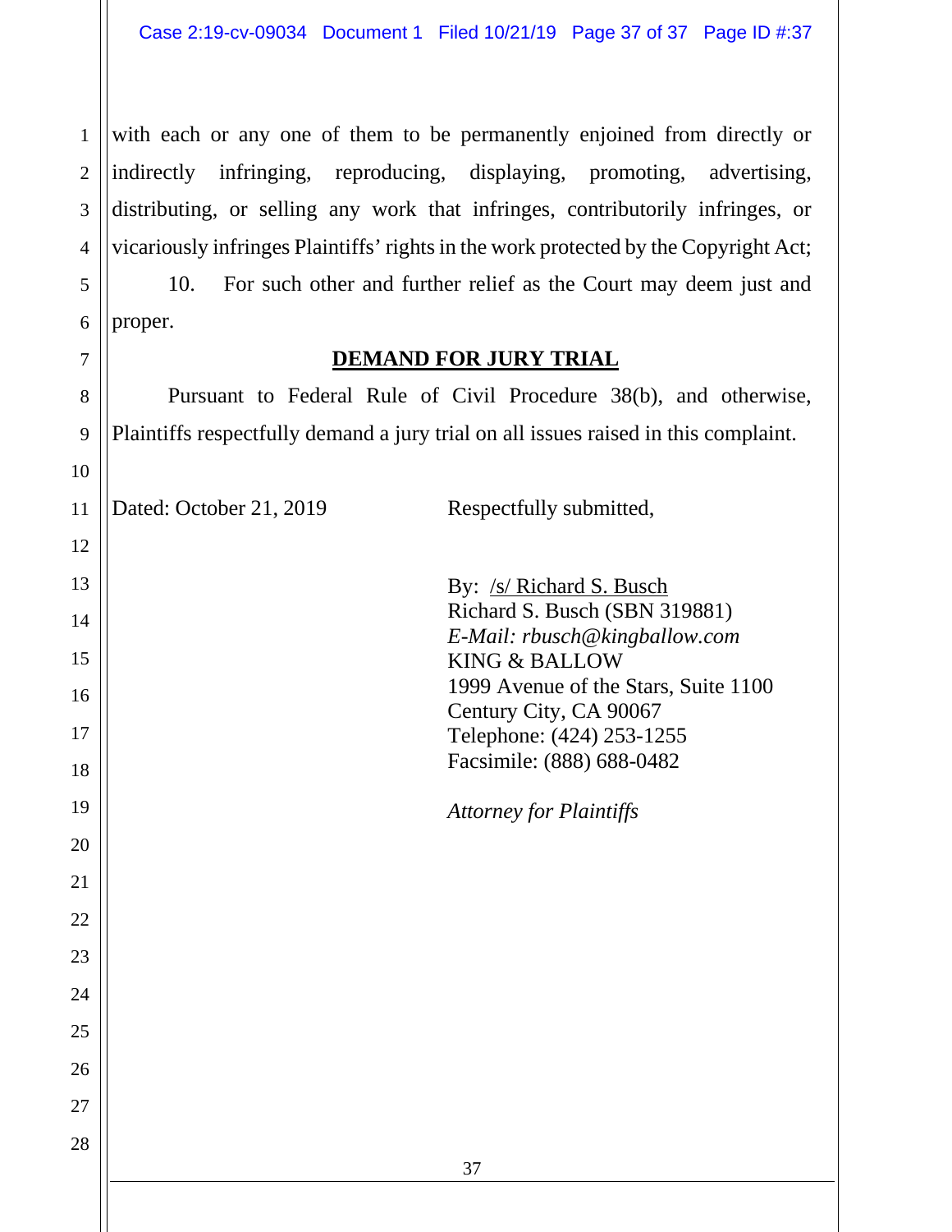with each or any one of them to be permanently enjoined from directly or indirectly infringing, reproducing, displaying, promoting, advertising, distributing, or selling any work that infringes, contributorily infringes, or vicariously infringes Plaintiffs' rights in the work protected by the Copyright Act;

10. For such other and further relief as the Court may deem just and proper.

**DEMAND FOR JURY TRIAL**

Pursuant to Federal Rule of Civil Procedure 38(b), and otherwise, Plaintiffs respectfully demand a jury trial on all issues raised in this complaint.

Dated: October 21, 2019

Respectfully submitted,

By: /s/ Richard S. Busch
Richard S. Busch (SBN 319881)
*E-Mail: rbusch@kingballow.com*
KING & BALLOW
1999 Avenue of the Stars, Suite 1100
Century City, CA 90067
Telephone: (424) 253-1255
Facsimile: (888) 688-0482

*Attorney for Plaintiffs*